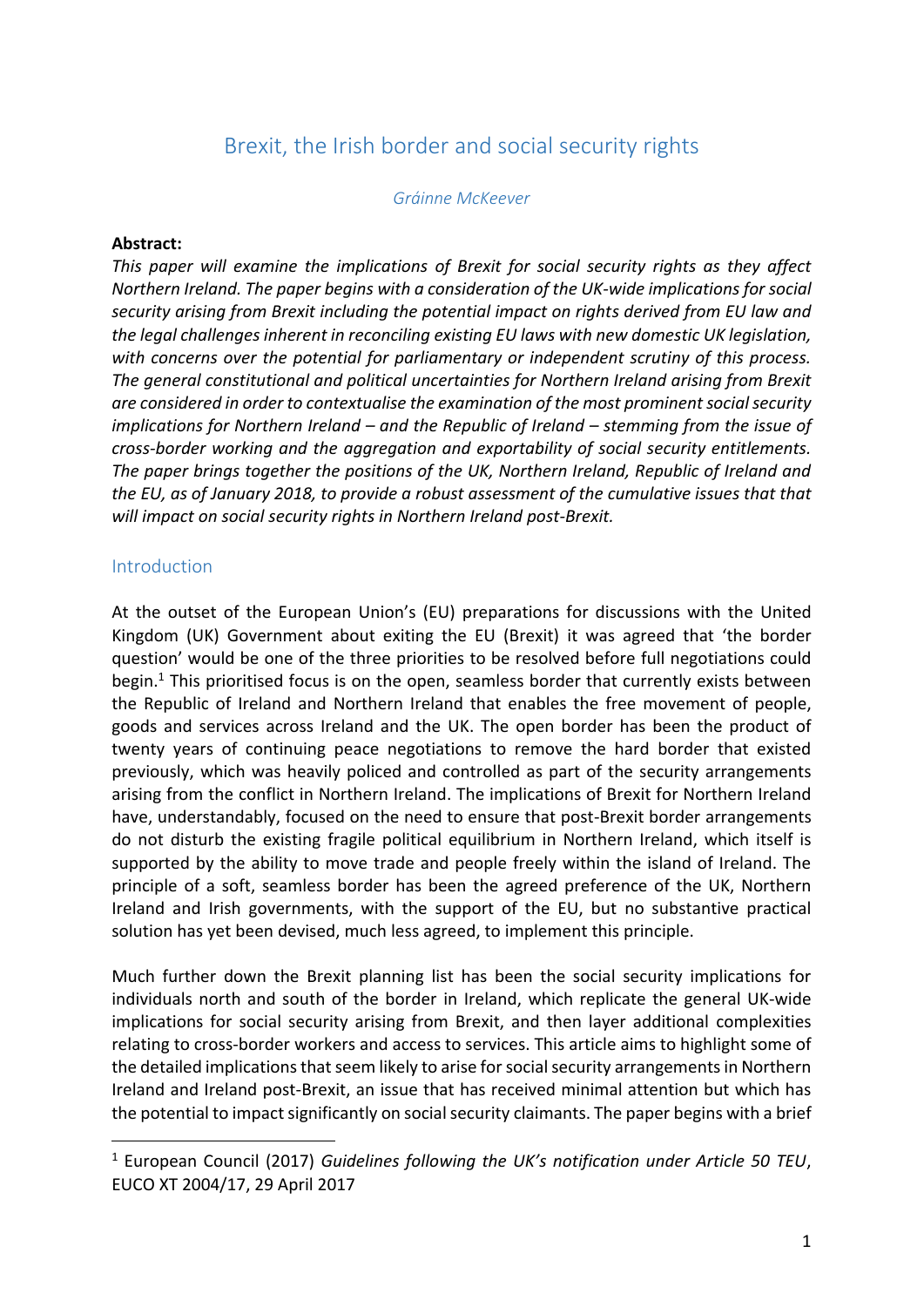# Brexit, the Irish border and social security rights

*Gráinne McKeever*

**Abstract:**

*This paper will examine the implications of Brexit for social security rights as they affect Northern Ireland. The paper begins with a consideration of the UK-wide implications for social security arising from Brexit including the potential impact on rights derived from EU law and the legal challenges inherent in reconciling existing EU laws with new domestic UK legislation, with concerns over the potential for parliamentary or independent scrutiny of this process. The general constitutional and political uncertainties for Northern Ireland arising from Brexit are considered in order to contextualise the examination of the most prominent social security implications for Northern Ireland – and the Republic of Ireland – stemming from the issue of cross-border working and the aggregation and exportability of social security entitlements. The paper brings together the positions of the UK, Northern Ireland, Republic of Ireland and the EU, as of January 2018, to provide a robust assessment of the cumulative issues that that will impact on social security rights in Northern Ireland post-Brexit.*

## Introduction

At the outset of the European Union's (EU) preparations for discussions with the United Kingdom (UK) Government about exiting the EU (Brexit) it was agreed that 'the border question' would be one of the three priorities to be resolved before full negotiations could begin.[1] This prioritised focus is on the open, seamless border that currently exists between the Republic of Ireland and Northern Ireland that enables the free movement of people, goods and services across Ireland and the UK. The open border has been the product of twenty years of continuing peace negotiations to remove the hard border that existed previously, which was heavily policed and controlled as part of the security arrangements arising from the conflict in Northern Ireland. The implications of Brexit for Northern Ireland have, understandably, focused on the need to ensure that post-Brexit border arrangements do not disturb the existing fragile political equilibrium in Northern Ireland, which itself is supported by the ability to move trade and people freely within the island of Ireland. The principle of a soft, seamless border has been the agreed preference of the UK, Northern Ireland and Irish governments, with the support of the EU, but no substantive practical solution has yet been devised, much less agreed, to implement this principle.

Much further down the Brexit planning list has been the social security implications for individuals north and south of the border in Ireland, which replicate the general UK-wide implications for social security arising from Brexit, and then layer additional complexities relating to cross-border workers and access to services. This article aims to highlight some of the detailed implications that seem likely to arise for social security arrangements in Northern Ireland and Ireland post-Brexit, an issue that has received minimal attention but which has the potential to impact significantly on social security claimants. The paper begins with a brief

[1] European Council (2017) *Guidelines following the UK's notification under Article 50 TEU*, EUCO XT 2004/17, 29 April 2017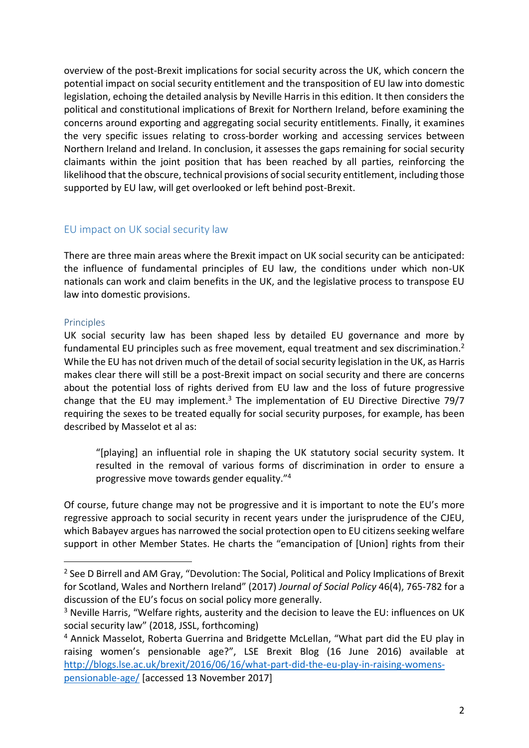overview of the post-Brexit implications for social security across the UK, which concern the potential impact on social security entitlement and the transposition of EU law into domestic legislation, echoing the detailed analysis by Neville Harris in this edition. It then considers the political and constitutional implications of Brexit for Northern Ireland, before examining the concerns around exporting and aggregating social security entitlements. Finally, it examines the very specific issues relating to cross-border working and accessing services between Northern Ireland and Ireland. In conclusion, it assesses the gaps remaining for social security claimants within the joint position that has been reached by all parties, reinforcing the likelihood that the obscure, technical provisions of social security entitlement, including those supported by EU law, will get overlooked or left behind post-Brexit.

## EU impact on UK social security law

There are three main areas where the Brexit impact on UK social security can be anticipated: the influence of fundamental principles of EU law, the conditions under which non-UK nationals can work and claim benefits in the UK, and the legislative process to transpose EU law into domestic provisions.

### Principles

UK social security law has been shaped less by detailed EU governance and more by fundamental EU principles such as free movement, equal treatment and sex discrimination.[2] While the EU has not driven much of the detail of social security legislation in the UK, as Harris makes clear there will still be a post-Brexit impact on social security and there are concerns about the potential loss of rights derived from EU law and the loss of future progressive change that the EU may implement.[3] The implementation of EU Directive Directive 79/7 requiring the sexes to be treated equally for social security purposes, for example, has been described by Masselot et al as:

> "[playing] an influential role in shaping the UK statutory social security system. It resulted in the removal of various forms of discrimination in order to ensure a progressive move towards gender equality."[4]

Of course, future change may not be progressive and it is important to note the EU's more regressive approach to social security in recent years under the jurisprudence of the CJEU, which Babayev argues has narrowed the social protection open to EU citizens seeking welfare support in other Member States. He charts the "emancipation of [Union] rights from their

---

[2] See D Birrell and AM Gray, "Devolution: The Social, Political and Policy Implications of Brexit for Scotland, Wales and Northern Ireland" (2017) *Journal of Social Policy* 46(4), 765-782 for a discussion of the EU's focus on social policy more generally.

[3] Neville Harris, "Welfare rights, austerity and the decision to leave the EU: influences on UK social security law" (2018, JSSL, forthcoming)

[4] Annick Masselot, Roberta Guerrina and Bridgette McLellan, "What part did the EU play in raising women's pensionable age?", LSE Brexit Blog (16 June 2016) available at http://blogs.lse.ac.uk/brexit/2016/06/16/what-part-did-the-eu-play-in-raising-womens-pensionable-age/ [accessed 13 November 2017]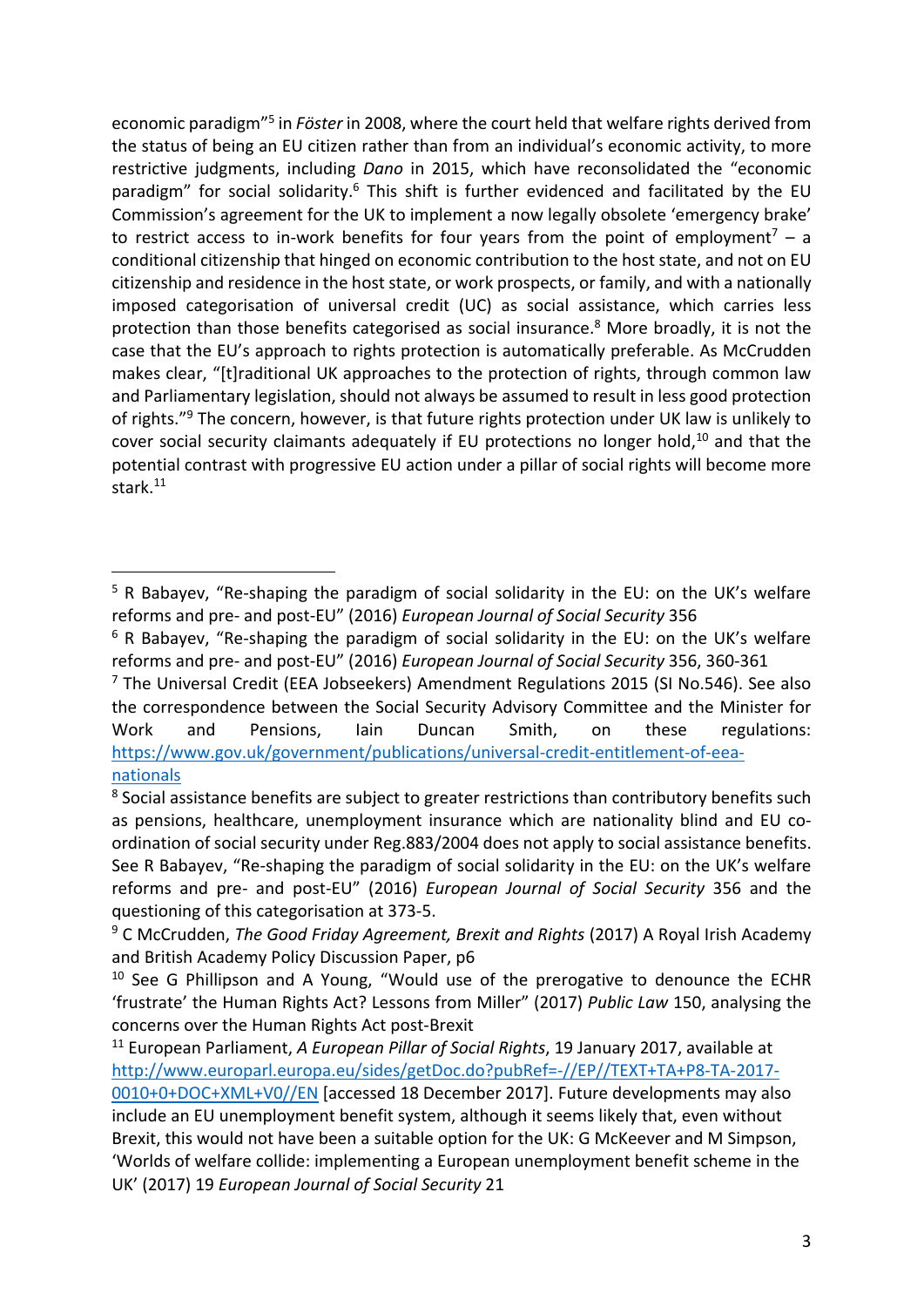economic paradigm"[5] in *Föster* in 2008, where the court held that welfare rights derived from the status of being an EU citizen rather than from an individual's economic activity, to more restrictive judgments, including *Dano* in 2015, which have reconsolidated the "economic paradigm" for social solidarity.[6] This shift is further evidenced and facilitated by the EU Commission's agreement for the UK to implement a now legally obsolete 'emergency brake' to restrict access to in-work benefits for four years from the point of employment[7] – a conditional citizenship that hinged on economic contribution to the host state, and not on EU citizenship and residence in the host state, or work prospects, or family, and with a nationally imposed categorisation of universal credit (UC) as social assistance, which carries less protection than those benefits categorised as social insurance.[8] More broadly, it is not the case that the EU's approach to rights protection is automatically preferable. As McCrudden makes clear, "[t]raditional UK approaches to the protection of rights, through common law and Parliamentary legislation, should not always be assumed to result in less good protection of rights."[9] The concern, however, is that future rights protection under UK law is unlikely to cover social security claimants adequately if EU protections no longer hold,[10] and that the potential contrast with progressive EU action under a pillar of social rights will become more stark.[11]

---

[5] R Babayev, "Re-shaping the paradigm of social solidarity in the EU: on the UK's welfare reforms and pre- and post-EU" (2016) *European Journal of Social Security* 356

[6] R Babayev, "Re-shaping the paradigm of social solidarity in the EU: on the UK's welfare reforms and pre- and post-EU" (2016) *European Journal of Social Security* 356, 360-361

[7] The Universal Credit (EEA Jobseekers) Amendment Regulations 2015 (SI No.546). See also the correspondence between the Social Security Advisory Committee and the Minister for Work and Pensions, Iain Duncan Smith, on these regulations: https://www.gov.uk/government/publications/universal-credit-entitlement-of-eea-nationals

[8] Social assistance benefits are subject to greater restrictions than contributory benefits such as pensions, healthcare, unemployment insurance which are nationality blind and EU co-ordination of social security under Reg.883/2004 does not apply to social assistance benefits. See R Babayev, "Re-shaping the paradigm of social solidarity in the EU: on the UK's welfare reforms and pre- and post-EU" (2016) *European Journal of Social Security* 356 and the questioning of this categorisation at 373-5.

[9] C McCrudden, *The Good Friday Agreement, Brexit and Rights* (2017) A Royal Irish Academy and British Academy Policy Discussion Paper, p6

[10] See G Phillipson and A Young, "Would use of the prerogative to denounce the ECHR 'frustrate' the Human Rights Act? Lessons from Miller" (2017) *Public Law* 150, analysing the concerns over the Human Rights Act post-Brexit

[11] European Parliament, *A European Pillar of Social Rights*, 19 January 2017, available at http://www.europarl.europa.eu/sides/getDoc.do?pubRef=-//EP//TEXT+TA+P8-TA-2017-0010+0+DOC+XML+V0//EN [accessed 18 December 2017]. Future developments may also include an EU unemployment benefit system, although it seems likely that, even without Brexit, this would not have been a suitable option for the UK: G McKeever and M Simpson, 'Worlds of welfare collide: implementing a European unemployment benefit scheme in the UK' (2017) 19 *European Journal of Social Security* 21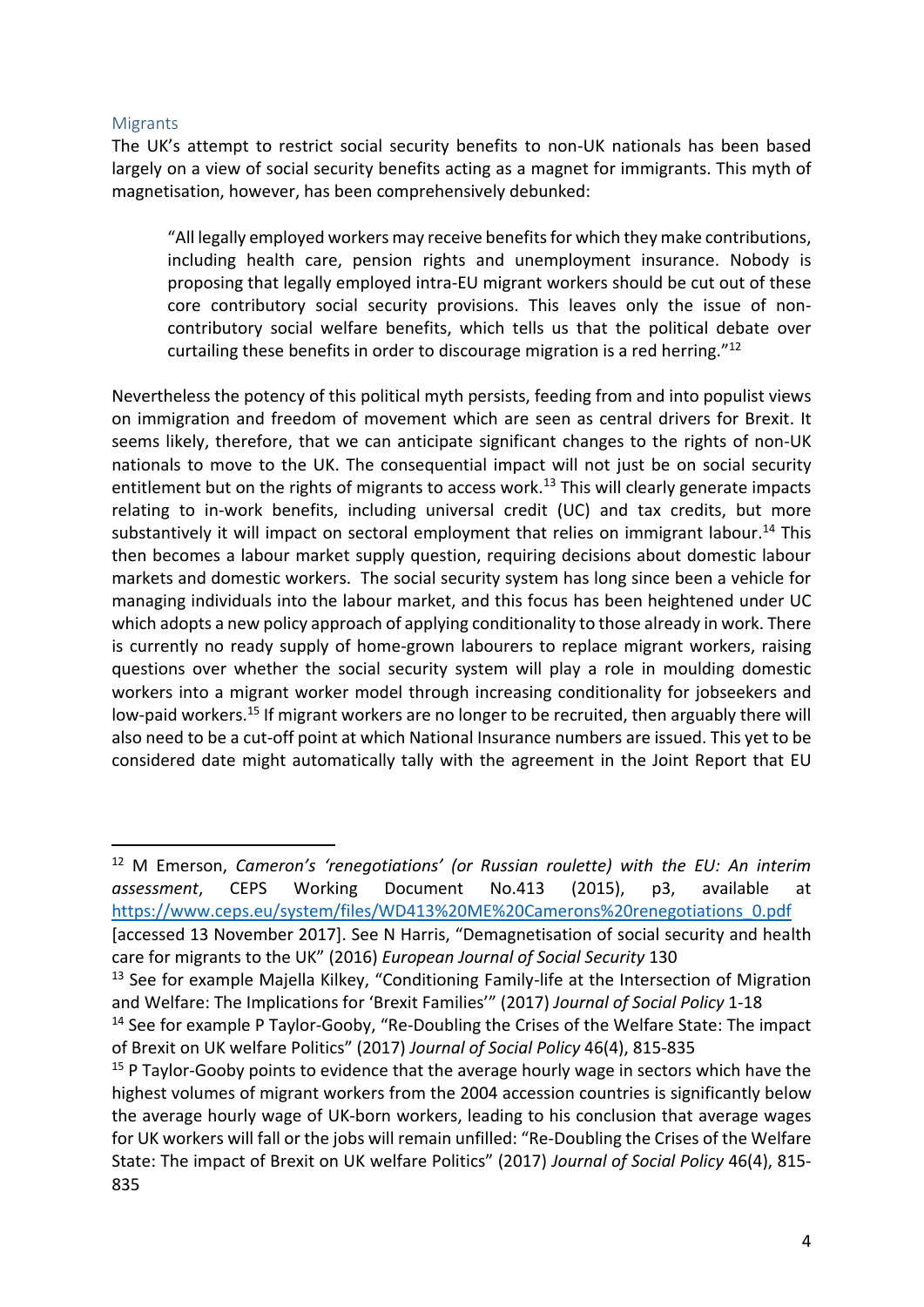### Migrants

The UK's attempt to restrict social security benefits to non-UK nationals has been based largely on a view of social security benefits acting as a magnet for immigrants. This myth of magnetisation, however, has been comprehensively debunked:

> "All legally employed workers may receive benefits for which they make contributions, including health care, pension rights and unemployment insurance. Nobody is proposing that legally employed intra-EU migrant workers should be cut out of these core contributory social security provisions. This leaves only the issue of non-contributory social welfare benefits, which tells us that the political debate over curtailing these benefits in order to discourage migration is a red herring."[12]

Nevertheless the potency of this political myth persists, feeding from and into populist views on immigration and freedom of movement which are seen as central drivers for Brexit. It seems likely, therefore, that we can anticipate significant changes to the rights of non-UK nationals to move to the UK. The consequential impact will not just be on social security entitlement but on the rights of migrants to access work.[13] This will clearly generate impacts relating to in-work benefits, including universal credit (UC) and tax credits, but more substantively it will impact on sectoral employment that relies on immigrant labour.[14] This then becomes a labour market supply question, requiring decisions about domestic labour markets and domestic workers. The social security system has long since been a vehicle for managing individuals into the labour market, and this focus has been heightened under UC which adopts a new policy approach of applying conditionality to those already in work. There is currently no ready supply of home-grown labourers to replace migrant workers, raising questions over whether the social security system will play a role in moulding domestic workers into a migrant worker model through increasing conditionality for jobseekers and low-paid workers.[15] If migrant workers are no longer to be recruited, then arguably there will also need to be a cut-off point at which National Insurance numbers are issued. This yet to be considered date might automatically tally with the agreement in the Joint Report that EU

---

[12] M Emerson, *Cameron's 'renegotiations' (or Russian roulette) with the EU: An interim assessment*, CEPS Working Document No.413 (2015), p3, available at https://www.ceps.eu/system/files/WD413%20ME%20Camerons%20renegotiations_0.pdf [accessed 13 November 2017]. See N Harris, "Demagnetisation of social security and health care for migrants to the UK" (2016) *European Journal of Social Security* 130

[13] See for example Majella Kilkey, "Conditioning Family-life at the Intersection of Migration and Welfare: The Implications for 'Brexit Families'" (2017) *Journal of Social Policy* 1-18

[14] See for example P Taylor-Gooby, "Re-Doubling the Crises of the Welfare State: The impact of Brexit on UK welfare Politics" (2017) *Journal of Social Policy* 46(4), 815-835

[15] P Taylor-Gooby points to evidence that the average hourly wage in sectors which have the highest volumes of migrant workers from the 2004 accession countries is significantly below the average hourly wage of UK-born workers, leading to his conclusion that average wages for UK workers will fall or the jobs will remain unfilled: "Re-Doubling the Crises of the Welfare State: The impact of Brexit on UK welfare Politics" (2017) *Journal of Social Policy* 46(4), 815-835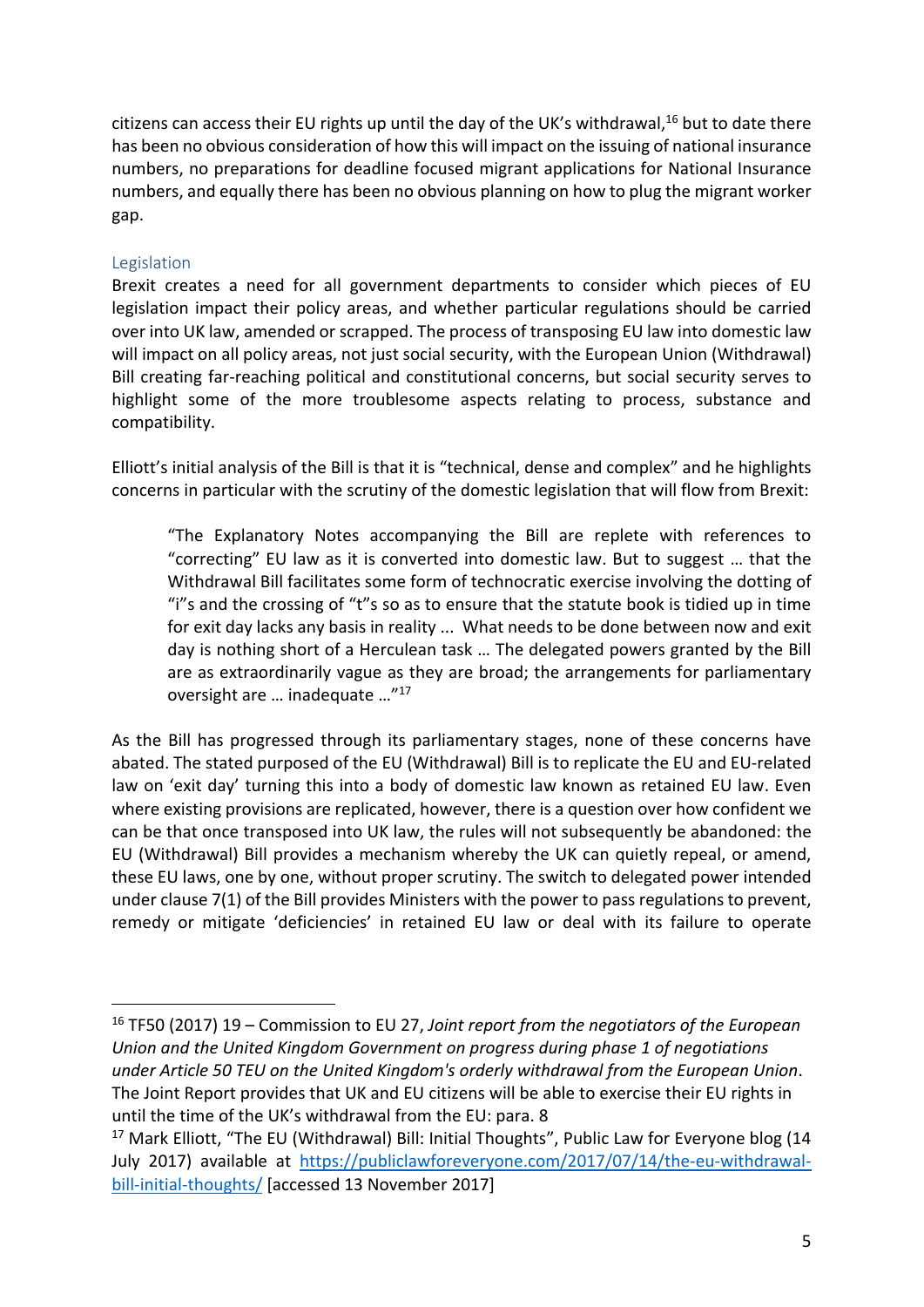citizens can access their EU rights up until the day of the UK's withdrawal,[16] but to date there has been no obvious consideration of how this will impact on the issuing of national insurance numbers, no preparations for deadline focused migrant applications for National Insurance numbers, and equally there has been no obvious planning on how to plug the migrant worker gap.

## Legislation

Brexit creates a need for all government departments to consider which pieces of EU legislation impact their policy areas, and whether particular regulations should be carried over into UK law, amended or scrapped. The process of transposing EU law into domestic law will impact on all policy areas, not just social security, with the European Union (Withdrawal) Bill creating far-reaching political and constitutional concerns, but social security serves to highlight some of the more troublesome aspects relating to process, substance and compatibility.

Elliott's initial analysis of the Bill is that it is "technical, dense and complex" and he highlights concerns in particular with the scrutiny of the domestic legislation that will flow from Brexit:

> "The Explanatory Notes accompanying the Bill are replete with references to "correcting" EU law as it is converted into domestic law. But to suggest … that the Withdrawal Bill facilitates some form of technocratic exercise involving the dotting of "i"s and the crossing of "t"s so as to ensure that the statute book is tidied up in time for exit day lacks any basis in reality ... What needs to be done between now and exit day is nothing short of a Herculean task … The delegated powers granted by the Bill are as extraordinarily vague as they are broad; the arrangements for parliamentary oversight are … inadequate …"[17]

As the Bill has progressed through its parliamentary stages, none of these concerns have abated. The stated purposed of the EU (Withdrawal) Bill is to replicate the EU and EU-related law on 'exit day' turning this into a body of domestic law known as retained EU law. Even where existing provisions are replicated, however, there is a question over how confident we can be that once transposed into UK law, the rules will not subsequently be abandoned: the EU (Withdrawal) Bill provides a mechanism whereby the UK can quietly repeal, or amend, these EU laws, one by one, without proper scrutiny. The switch to delegated power intended under clause 7(1) of the Bill provides Ministers with the power to pass regulations to prevent, remedy or mitigate 'deficiencies' in retained EU law or deal with its failure to operate

---

[16] TF50 (2017) 19 – Commission to EU 27, *Joint report from the negotiators of the European Union and the United Kingdom Government on progress during phase 1 of negotiations under Article 50 TEU on the United Kingdom's orderly withdrawal from the European Union*. The Joint Report provides that UK and EU citizens will be able to exercise their EU rights in until the time of the UK's withdrawal from the EU: para. 8

[17] Mark Elliott, "The EU (Withdrawal) Bill: Initial Thoughts", Public Law for Everyone blog (14 July 2017) available at https://publiclawforeveryone.com/2017/07/14/the-eu-withdrawal-bill-initial-thoughts/ [accessed 13 November 2017]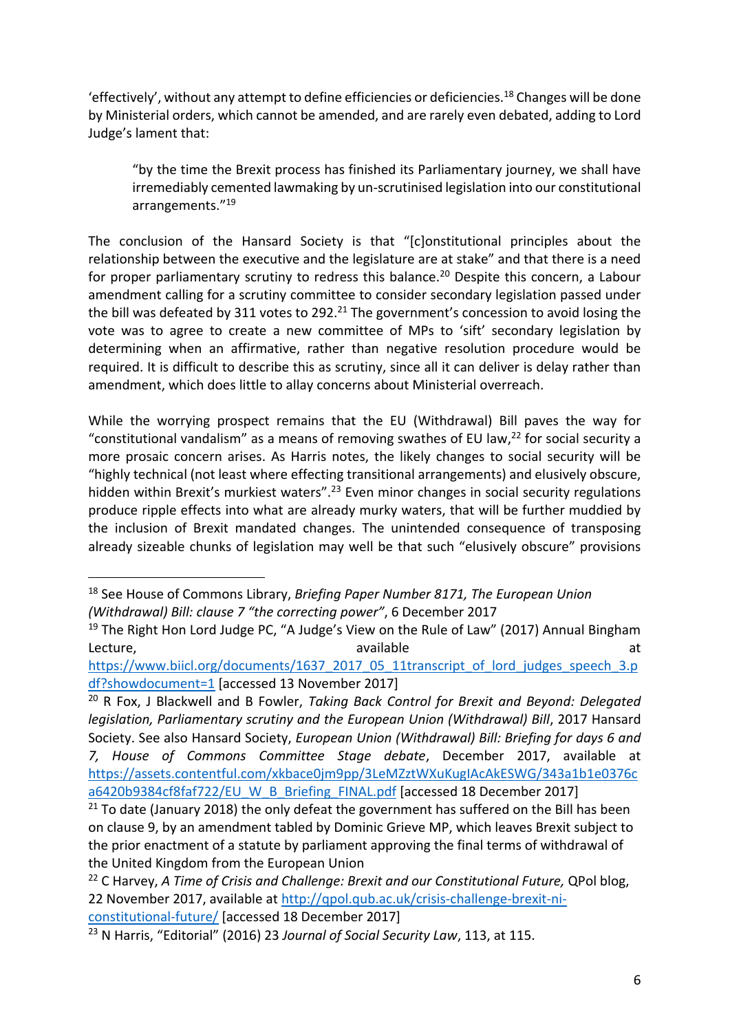'effectively', without any attempt to define efficiencies or deficiencies.[18] Changes will be done by Ministerial orders, which cannot be amended, and are rarely even debated, adding to Lord Judge's lament that:

> "by the time the Brexit process has finished its Parliamentary journey, we shall have irremediably cemented lawmaking by un-scrutinised legislation into our constitutional arrangements."[19]

The conclusion of the Hansard Society is that "[c]onstitutional principles about the relationship between the executive and the legislature are at stake" and that there is a need for proper parliamentary scrutiny to redress this balance.[20] Despite this concern, a Labour amendment calling for a scrutiny committee to consider secondary legislation passed under the bill was defeated by 311 votes to 292.[21] The government's concession to avoid losing the vote was to agree to create a new committee of MPs to 'sift' secondary legislation by determining when an affirmative, rather than negative resolution procedure would be required. It is difficult to describe this as scrutiny, since all it can deliver is delay rather than amendment, which does little to allay concerns about Ministerial overreach.

While the worrying prospect remains that the EU (Withdrawal) Bill paves the way for "constitutional vandalism" as a means of removing swathes of EU law,[22] for social security a more prosaic concern arises. As Harris notes, the likely changes to social security will be "highly technical (not least where effecting transitional arrangements) and elusively obscure, hidden within Brexit's murkiest waters".[23] Even minor changes in social security regulations produce ripple effects into what are already murky waters, that will be further muddied by the inclusion of Brexit mandated changes. The unintended consequence of transposing already sizeable chunks of legislation may well be that such "elusively obscure" provisions

---

[18] See House of Commons Library, *Briefing Paper Number 8171, The European Union (Withdrawal) Bill: clause 7 "the correcting power"*, 6 December 2017

[19] The Right Hon Lord Judge PC, "A Judge's View on the Rule of Law" (2017) Annual Bingham Lecture, available at https://www.biicl.org/documents/1637_2017_05_11transcript_of_lord_judges_speech_3.pdf?showdocument=1 [accessed 13 November 2017]

[20] R Fox, J Blackwell and B Fowler, *Taking Back Control for Brexit and Beyond: Delegated legislation, Parliamentary scrutiny and the European Union (Withdrawal) Bill*, 2017 Hansard Society. See also Hansard Society, *European Union (Withdrawal) Bill: Briefing for days 6 and 7, House of Commons Committee Stage debate*, December 2017, available at https://assets.contentful.com/xkbace0jm9pp/3LeMZztWXuKugIAcAkESWG/343a1b1e0376ca6420b9384cf8faf722/EU_W_B_Briefing_FINAL.pdf [accessed 18 December 2017]

[21] To date (January 2018) the only defeat the government has suffered on the Bill has been on clause 9, by an amendment tabled by Dominic Grieve MP, which leaves Brexit subject to the prior enactment of a statute by parliament approving the final terms of withdrawal of the United Kingdom from the European Union

[22] C Harvey, *A Time of Crisis and Challenge: Brexit and our Constitutional Future,* QPol blog, 22 November 2017, available at http://qpol.qub.ac.uk/crisis-challenge-brexit-ni-constitutional-future/ [accessed 18 December 2017]

[23] N Harris, "Editorial" (2016) 23 *Journal of Social Security Law*, 113, at 115.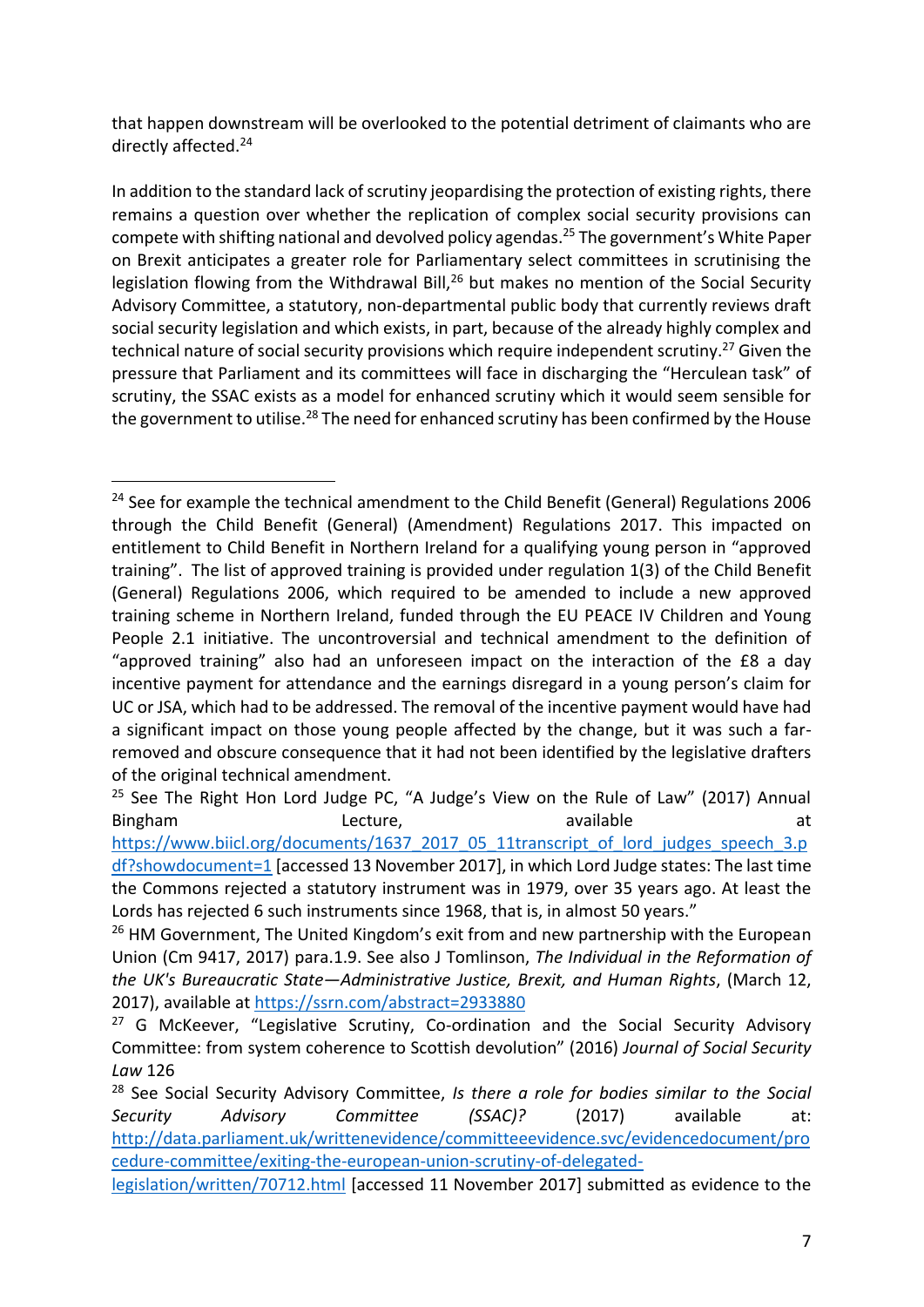that happen downstream will be overlooked to the potential detriment of claimants who are directly affected.[24]

In addition to the standard lack of scrutiny jeopardising the protection of existing rights, there remains a question over whether the replication of complex social security provisions can compete with shifting national and devolved policy agendas.[25] The government's White Paper on Brexit anticipates a greater role for Parliamentary select committees in scrutinising the legislation flowing from the Withdrawal Bill,[26] but makes no mention of the Social Security Advisory Committee, a statutory, non-departmental public body that currently reviews draft social security legislation and which exists, in part, because of the already highly complex and technical nature of social security provisions which require independent scrutiny.[27] Given the pressure that Parliament and its committees will face in discharging the "Herculean task" of scrutiny, the SSAC exists as a model for enhanced scrutiny which it would seem sensible for the government to utilise.[28] The need for enhanced scrutiny has been confirmed by the House

---

[24] See for example the technical amendment to the Child Benefit (General) Regulations 2006 through the Child Benefit (General) (Amendment) Regulations 2017. This impacted on entitlement to Child Benefit in Northern Ireland for a qualifying young person in "approved training". The list of approved training is provided under regulation 1(3) of the Child Benefit (General) Regulations 2006, which required to be amended to include a new approved training scheme in Northern Ireland, funded through the EU PEACE IV Children and Young People 2.1 initiative. The uncontroversial and technical amendment to the definition of "approved training" also had an unforeseen impact on the interaction of the £8 a day incentive payment for attendance and the earnings disregard in a young person's claim for UC or JSA, which had to be addressed. The removal of the incentive payment would have had a significant impact on those young people affected by the change, but it was such a far-removed and obscure consequence that it had not been identified by the legislative drafters of the original technical amendment.

[25] See The Right Hon Lord Judge PC, "A Judge's View on the Rule of Law" (2017) Annual Bingham Lecture, available at https://www.biicl.org/documents/1637_2017_05_11transcript_of_lord_judges_speech_3.pdf?showdocument=1 [accessed 13 November 2017], in which Lord Judge states: The last time the Commons rejected a statutory instrument was in 1979, over 35 years ago. At least the Lords has rejected 6 such instruments since 1968, that is, in almost 50 years."

[26] HM Government, The United Kingdom's exit from and new partnership with the European Union (Cm 9417, 2017) para.1.9. See also J Tomlinson, *The Individual in the Reformation of the UK's Bureaucratic State—Administrative Justice, Brexit, and Human Rights*, (March 12, 2017), available at https://ssrn.com/abstract=2933880

[27] G McKeever, "Legislative Scrutiny, Co-ordination and the Social Security Advisory Committee: from system coherence to Scottish devolution" (2016) *Journal of Social Security Law* 126

[28] See Social Security Advisory Committee, *Is there a role for bodies similar to the Social Security Advisory Committee (SSAC)?* (2017) available at: http://data.parliament.uk/writtenevidence/committeeevidence.svc/evidencedocument/procedure-committee/exiting-the-european-union-scrutiny-of-delegated-legislation/written/70712.html [accessed 11 November 2017] submitted as evidence to the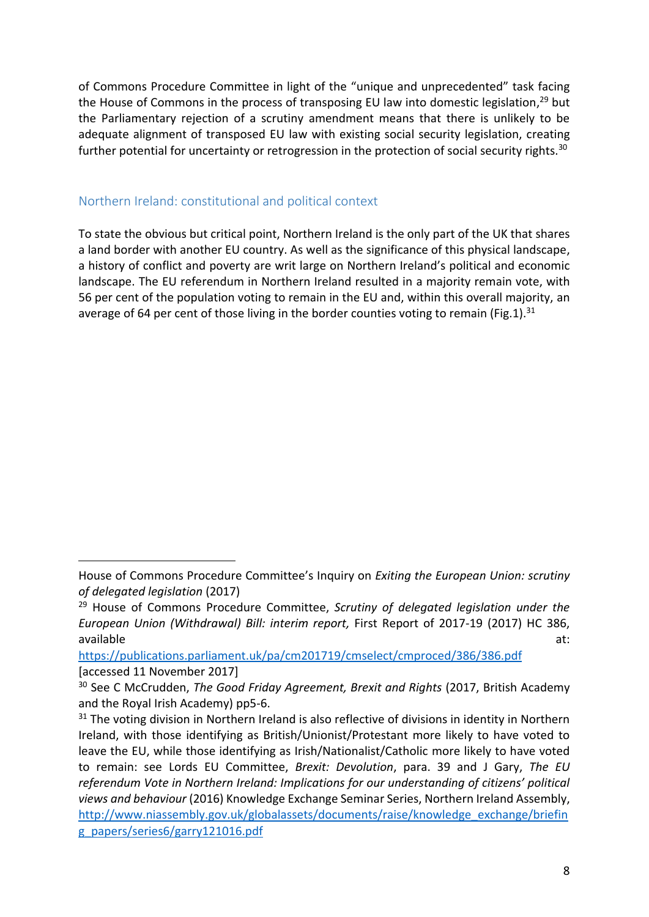of Commons Procedure Committee in light of the "unique and unprecedented" task facing the House of Commons in the process of transposing EU law into domestic legislation,[29] but the Parliamentary rejection of a scrutiny amendment means that there is unlikely to be adequate alignment of transposed EU law with existing social security legislation, creating further potential for uncertainty or retrogression in the protection of social security rights.[30]

## Northern Ireland: constitutional and political context

To state the obvious but critical point, Northern Ireland is the only part of the UK that shares a land border with another EU country. As well as the significance of this physical landscape, a history of conflict and poverty are writ large on Northern Ireland's political and economic landscape. The EU referendum in Northern Ireland resulted in a majority remain vote, with 56 per cent of the population voting to remain in the EU and, within this overall majority, an average of 64 per cent of those living in the border counties voting to remain (Fig.1).[31]

---

House of Commons Procedure Committee's Inquiry on *Exiting the European Union: scrutiny of delegated legislation* (2017)

[29] House of Commons Procedure Committee, *Scrutiny of delegated legislation under the European Union (Withdrawal) Bill: interim report,* First Report of 2017-19 (2017) HC 386, available at: https://publications.parliament.uk/pa/cm201719/cmselect/cmproced/386/386.pdf [accessed 11 November 2017]

[30] See C McCrudden, *The Good Friday Agreement, Brexit and Rights* (2017, British Academy and the Royal Irish Academy) pp5-6.

[31] The voting division in Northern Ireland is also reflective of divisions in identity in Northern Ireland, with those identifying as British/Unionist/Protestant more likely to have voted to leave the EU, while those identifying as Irish/Nationalist/Catholic more likely to have voted to remain: see Lords EU Committee, *Brexit: Devolution*, para. 39 and J Gary, *The EU referendum Vote in Northern Ireland: Implications for our understanding of citizens' political views and behaviour* (2016) Knowledge Exchange Seminar Series, Northern Ireland Assembly, http://www.niassembly.gov.uk/globalassets/documents/raise/knowledge_exchange/briefing_papers/series6/garry121016.pdf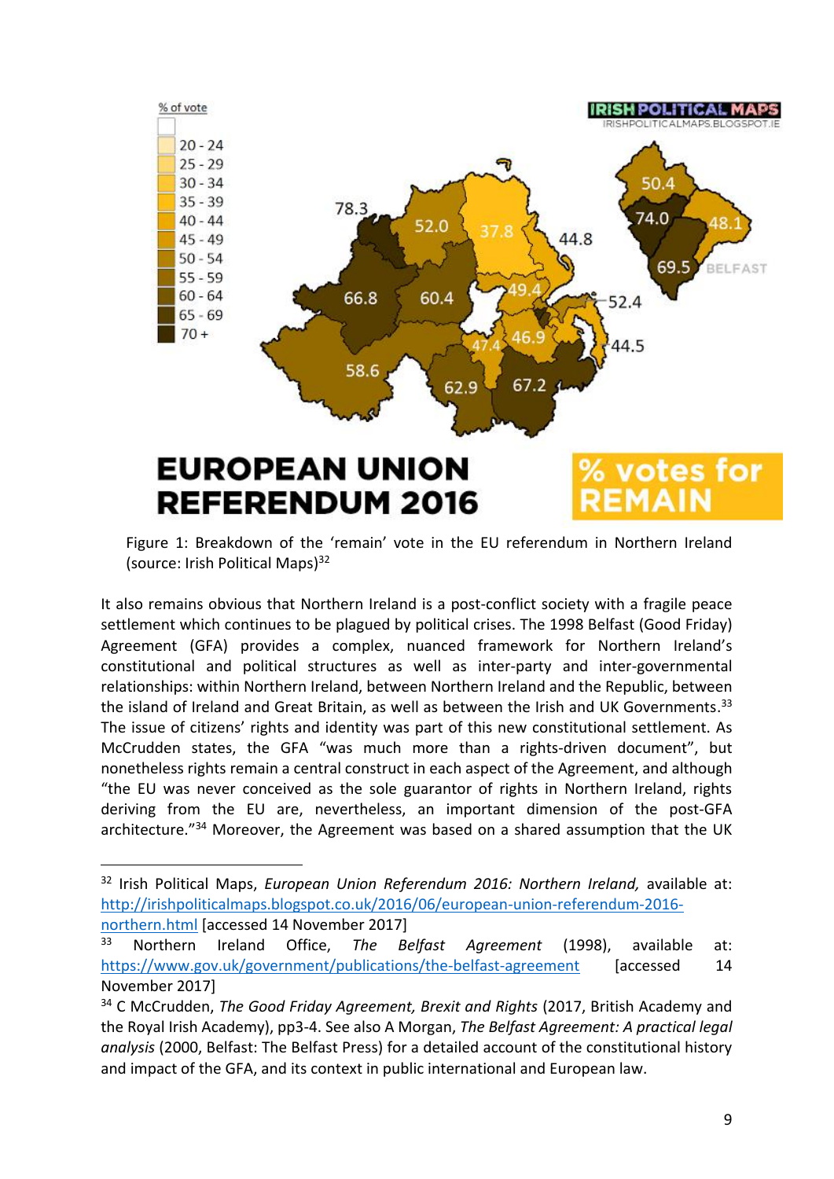Figure 1: Breakdown of the 'remain' vote in the EU referendum in Northern Ireland (source: Irish Political Maps)[32]

It also remains obvious that Northern Ireland is a post-conflict society with a fragile peace settlement which continues to be plagued by political crises. The 1998 Belfast (Good Friday) Agreement (GFA) provides a complex, nuanced framework for Northern Ireland's constitutional and political structures as well as inter-party and inter-governmental relationships: within Northern Ireland, between Northern Ireland and the Republic, between the island of Ireland and Great Britain, as well as between the Irish and UK Governments.[33] The issue of citizens' rights and identity was part of this new constitutional settlement. As McCrudden states, the GFA "was much more than a rights-driven document", but nonetheless rights remain a central construct in each aspect of the Agreement, and although "the EU was never conceived as the sole guarantor of rights in Northern Ireland, rights deriving from the EU are, nevertheless, an important dimension of the post-GFA architecture."[34] Moreover, the Agreement was based on a shared assumption that the UK

---

[32] Irish Political Maps, *European Union Referendum 2016: Northern Ireland,* available at: http://irishpoliticalmaps.blogspot.co.uk/2016/06/european-union-referendum-2016-northern.html [accessed 14 November 2017]

[33] Northern Ireland Office, *The Belfast Agreement* (1998), available at: https://www.gov.uk/government/publications/the-belfast-agreement [accessed 14 November 2017]

[34] C McCrudden, *The Good Friday Agreement, Brexit and Rights* (2017, British Academy and the Royal Irish Academy), pp3-4. See also A Morgan, *The Belfast Agreement: A practical legal analysis* (2000, Belfast: The Belfast Press) for a detailed account of the constitutional history and impact of the GFA, and its context in public international and European law.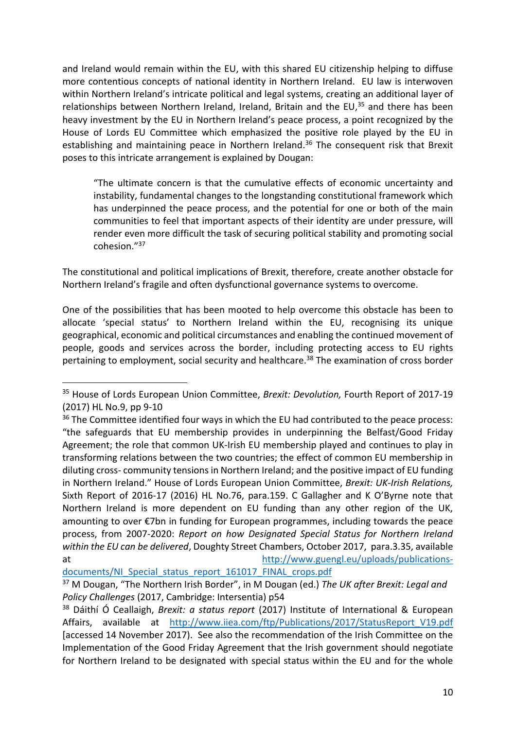and Ireland would remain within the EU, with this shared EU citizenship helping to diffuse more contentious concepts of national identity in Northern Ireland. EU law is interwoven within Northern Ireland's intricate political and legal systems, creating an additional layer of relationships between Northern Ireland, Ireland, Britain and the EU,[35] and there has been heavy investment by the EU in Northern Ireland's peace process, a point recognized by the House of Lords EU Committee which emphasized the positive role played by the EU in establishing and maintaining peace in Northern Ireland.[36] The consequent risk that Brexit poses to this intricate arrangement is explained by Dougan:

> "The ultimate concern is that the cumulative effects of economic uncertainty and instability, fundamental changes to the longstanding constitutional framework which has underpinned the peace process, and the potential for one or both of the main communities to feel that important aspects of their identity are under pressure, will render even more difficult the task of securing political stability and promoting social cohesion."[37]

The constitutional and political implications of Brexit, therefore, create another obstacle for Northern Ireland's fragile and often dysfunctional governance systems to overcome.

One of the possibilities that has been mooted to help overcome this obstacle has been to allocate 'special status' to Northern Ireland within the EU, recognising its unique geographical, economic and political circumstances and enabling the continued movement of people, goods and services across the border, including protecting access to EU rights pertaining to employment, social security and healthcare.[38] The examination of cross border

---

[35] House of Lords European Union Committee, *Brexit: Devolution,* Fourth Report of 2017-19 (2017) HL No.9, pp 9-10

[36] The Committee identified four ways in which the EU had contributed to the peace process: "the safeguards that EU membership provides in underpinning the Belfast/Good Friday Agreement; the role that common UK-Irish EU membership played and continues to play in transforming relations between the two countries; the effect of common EU membership in diluting cross- community tensions in Northern Ireland; and the positive impact of EU funding in Northern Ireland." House of Lords European Union Committee, *Brexit: UK-Irish Relations,* Sixth Report of 2016-17 (2016) HL No.76, para.159. C Gallagher and K O'Byrne note that Northern Ireland is more dependent on EU funding than any other region of the UK, amounting to over €7bn in funding for European programmes, including towards the peace process, from 2007-2020: *Report on how Designated Special Status for Northern Ireland within the EU can be delivered*, Doughty Street Chambers, October 2017, para.3.35, available at http://www.guengl.eu/uploads/publications-documents/NI_Special_status_report_161017_FINAL_crops.pdf

[37] M Dougan, "The Northern Irish Border", in M Dougan (ed.) *The UK after Brexit: Legal and Policy Challenges* (2017, Cambridge: Intersentia) p54

[38] Dáithí Ó Ceallaigh, *Brexit: a status report* (2017) Institute of International & European Affairs, available at http://www.iiea.com/ftp/Publications/2017/StatusReport_V19.pdf [accessed 14 November 2017). See also the recommendation of the Irish Committee on the Implementation of the Good Friday Agreement that the Irish government should negotiate for Northern Ireland to be designated with special status within the EU and for the whole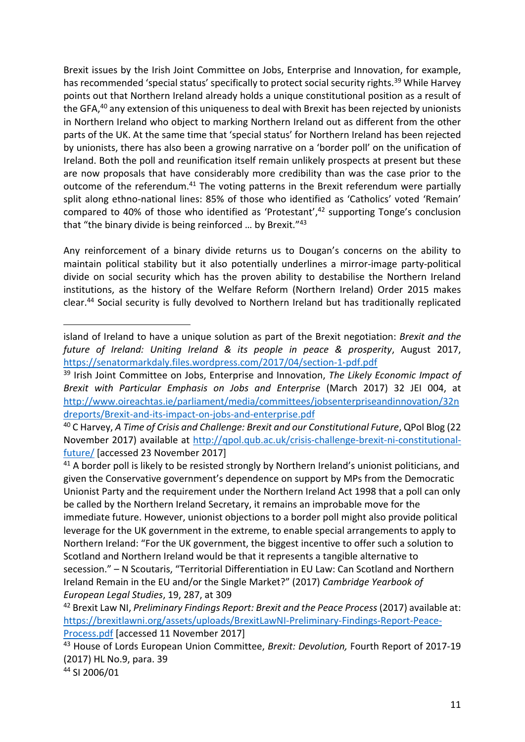Brexit issues by the Irish Joint Committee on Jobs, Enterprise and Innovation, for example, has recommended 'special status' specifically to protect social security rights.[39] While Harvey points out that Northern Ireland already holds a unique constitutional position as a result of the GFA,[40] any extension of this uniqueness to deal with Brexit has been rejected by unionists in Northern Ireland who object to marking Northern Ireland out as different from the other parts of the UK. At the same time that 'special status' for Northern Ireland has been rejected by unionists, there has also been a growing narrative on a 'border poll' on the unification of Ireland. Both the poll and reunification itself remain unlikely prospects at present but these are now proposals that have considerably more credibility than was the case prior to the outcome of the referendum.[41] The voting patterns in the Brexit referendum were partially split along ethno-national lines: 85% of those who identified as 'Catholics' voted 'Remain' compared to 40% of those who identified as 'Protestant',[42] supporting Tonge's conclusion that "the binary divide is being reinforced … by Brexit."[43]

Any reinforcement of a binary divide returns us to Dougan's concerns on the ability to maintain political stability but it also potentially underlines a mirror-image party-political divide on social security which has the proven ability to destabilise the Northern Ireland institutions, as the history of the Welfare Reform (Northern Ireland) Order 2015 makes clear.[44] Social security is fully devolved to Northern Ireland but has traditionally replicated

---

island of Ireland to have a unique solution as part of the Brexit negotiation: *Brexit and the future of Ireland: Uniting Ireland & its people in peace & prosperity*, August 2017, https://senatormarkdaly.files.wordpress.com/2017/04/section-1-pdf.pdf

[39] Irish Joint Committee on Jobs, Enterprise and Innovation, *The Likely Economic Impact of Brexit with Particular Emphasis on Jobs and Enterprise* (March 2017) 32 JEI 004, at http://www.oireachtas.ie/parliament/media/committees/jobsenterpriseandinnovation/32ndreports/Brexit-and-its-impact-on-jobs-and-enterprise.pdf

[40] C Harvey, *A Time of Crisis and Challenge: Brexit and our Constitutional Future*, QPol Blog (22 November 2017) available at http://qpol.qub.ac.uk/crisis-challenge-brexit-ni-constitutional-future/ [accessed 23 November 2017]

[41] A border poll is likely to be resisted strongly by Northern Ireland's unionist politicians, and given the Conservative government's dependence on support by MPs from the Democratic Unionist Party and the requirement under the Northern Ireland Act 1998 that a poll can only be called by the Northern Ireland Secretary, it remains an improbable move for the immediate future. However, unionist objections to a border poll might also provide political leverage for the UK government in the extreme, to enable special arrangements to apply to Northern Ireland: "For the UK government, the biggest incentive to offer such a solution to Scotland and Northern Ireland would be that it represents a tangible alternative to secession." – N Scoutaris, "Territorial Differentiation in EU Law: Can Scotland and Northern Ireland Remain in the EU and/or the Single Market?" (2017) *Cambridge Yearbook of European Legal Studies*, 19, 287, at 309

[42] Brexit Law NI, *Preliminary Findings Report: Brexit and the Peace Process* (2017) available at: https://brexitlawni.org/assets/uploads/BrexitLawNI-Preliminary-Findings-Report-Peace-Process.pdf [accessed 11 November 2017]

[43] House of Lords European Union Committee, *Brexit: Devolution,* Fourth Report of 2017-19 (2017) HL No.9, para. 39

[44] SI 2006/01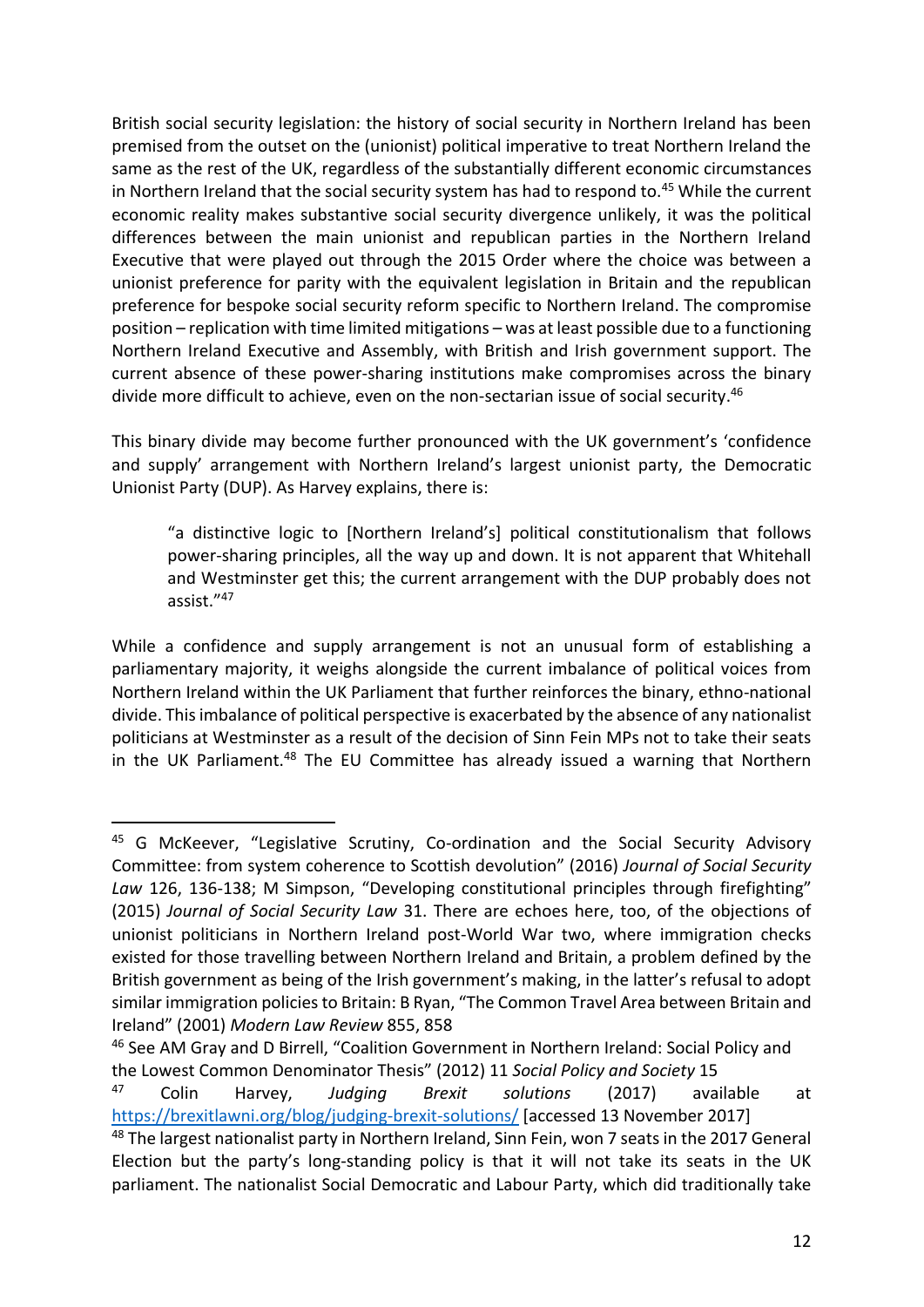British social security legislation: the history of social security in Northern Ireland has been premised from the outset on the (unionist) political imperative to treat Northern Ireland the same as the rest of the UK, regardless of the substantially different economic circumstances in Northern Ireland that the social security system has had to respond to.[45] While the current economic reality makes substantive social security divergence unlikely, it was the political differences between the main unionist and republican parties in the Northern Ireland Executive that were played out through the 2015 Order where the choice was between a unionist preference for parity with the equivalent legislation in Britain and the republican preference for bespoke social security reform specific to Northern Ireland. The compromise position – replication with time limited mitigations – was at least possible due to a functioning Northern Ireland Executive and Assembly, with British and Irish government support. The current absence of these power-sharing institutions make compromises across the binary divide more difficult to achieve, even on the non-sectarian issue of social security.[46]

This binary divide may become further pronounced with the UK government's 'confidence and supply' arrangement with Northern Ireland's largest unionist party, the Democratic Unionist Party (DUP). As Harvey explains, there is:

> "a distinctive logic to [Northern Ireland's] political constitutionalism that follows power-sharing principles, all the way up and down. It is not apparent that Whitehall and Westminster get this; the current arrangement with the DUP probably does not assist."[47]

While a confidence and supply arrangement is not an unusual form of establishing a parliamentary majority, it weighs alongside the current imbalance of political voices from Northern Ireland within the UK Parliament that further reinforces the binary, ethno-national divide. This imbalance of political perspective is exacerbated by the absence of any nationalist politicians at Westminster as a result of the decision of Sinn Fein MPs not to take their seats in the UK Parliament.[48] The EU Committee has already issued a warning that Northern

---

[45] G McKeever, "Legislative Scrutiny, Co-ordination and the Social Security Advisory Committee: from system coherence to Scottish devolution" (2016) *Journal of Social Security Law* 126, 136-138; M Simpson, "Developing constitutional principles through firefighting" (2015) *Journal of Social Security Law* 31. There are echoes here, too, of the objections of unionist politicians in Northern Ireland post-World War two, where immigration checks existed for those travelling between Northern Ireland and Britain, a problem defined by the British government as being of the Irish government's making, in the latter's refusal to adopt similar immigration policies to Britain: B Ryan, "The Common Travel Area between Britain and Ireland" (2001) *Modern Law Review* 855, 858

[46] See AM Gray and D Birrell, "Coalition Government in Northern Ireland: Social Policy and the Lowest Common Denominator Thesis" (2012) 11 *Social Policy and Society* 15

[47] Colin Harvey, *Judging Brexit solutions* (2017) available at https://brexitlawni.org/blog/judging-brexit-solutions/ [accessed 13 November 2017]

[48] The largest nationalist party in Northern Ireland, Sinn Fein, won 7 seats in the 2017 General Election but the party's long-standing policy is that it will not take its seats in the UK parliament. The nationalist Social Democratic and Labour Party, which did traditionally take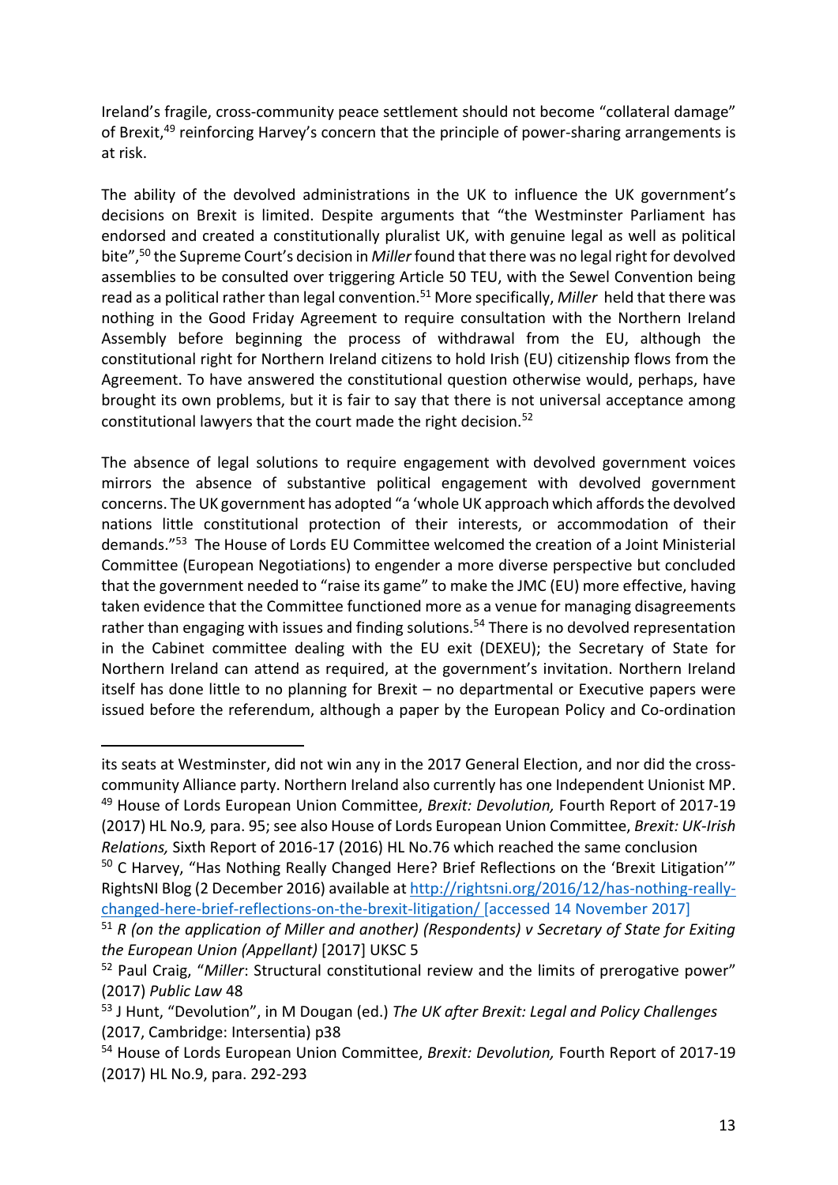Ireland's fragile, cross-community peace settlement should not become "collateral damage" of Brexit,[49] reinforcing Harvey's concern that the principle of power-sharing arrangements is at risk.

The ability of the devolved administrations in the UK to influence the UK government's decisions on Brexit is limited. Despite arguments that "the Westminster Parliament has endorsed and created a constitutionally pluralist UK, with genuine legal as well as political bite",[50] the Supreme Court's decision in *Miller* found that there was no legal right for devolved assemblies to be consulted over triggering Article 50 TEU, with the Sewel Convention being read as a political rather than legal convention.[51] More specifically, *Miller* held that there was nothing in the Good Friday Agreement to require consultation with the Northern Ireland Assembly before beginning the process of withdrawal from the EU, although the constitutional right for Northern Ireland citizens to hold Irish (EU) citizenship flows from the Agreement. To have answered the constitutional question otherwise would, perhaps, have brought its own problems, but it is fair to say that there is not universal acceptance among constitutional lawyers that the court made the right decision.[52]

The absence of legal solutions to require engagement with devolved government voices mirrors the absence of substantive political engagement with devolved government concerns. The UK government has adopted "a 'whole UK approach which affords the devolved nations little constitutional protection of their interests, or accommodation of their demands."[53] The House of Lords EU Committee welcomed the creation of a Joint Ministerial Committee (European Negotiations) to engender a more diverse perspective but concluded that the government needed to "raise its game" to make the JMC (EU) more effective, having taken evidence that the Committee functioned more as a venue for managing disagreements rather than engaging with issues and finding solutions.[54] There is no devolved representation in the Cabinet committee dealing with the EU exit (DEXEU); the Secretary of State for Northern Ireland can attend as required, at the government's invitation. Northern Ireland itself has done little to no planning for Brexit – no departmental or Executive papers were issued before the referendum, although a paper by the European Policy and Co-ordination

---

its seats at Westminster, did not win any in the 2017 General Election, and nor did the cross-community Alliance party. Northern Ireland also currently has one Independent Unionist MP.

[49] House of Lords European Union Committee, *Brexit: Devolution,* Fourth Report of 2017-19 (2017) HL No.9*,* para. 95; see also House of Lords European Union Committee, *Brexit: UK-Irish Relations,* Sixth Report of 2016-17 (2016) HL No.76 which reached the same conclusion

[50] C Harvey, "Has Nothing Really Changed Here? Brief Reflections on the 'Brexit Litigation'" RightsNI Blog (2 December 2016) available at http://rightsni.org/2016/12/has-nothing-really-changed-here-brief-reflections-on-the-brexit-litigation/ [accessed 14 November 2017]

[51] *R (on the application of Miller and another) (Respondents) v Secretary of State for Exiting the European Union (Appellant)* [2017] UKSC 5

[52] Paul Craig, "*Miller*: Structural constitutional review and the limits of prerogative power" (2017) *Public Law* 48

[53] J Hunt, "Devolution", in M Dougan (ed.) *The UK after Brexit: Legal and Policy Challenges* (2017, Cambridge: Intersentia) p38

[54] House of Lords European Union Committee, *Brexit: Devolution,* Fourth Report of 2017-19 (2017) HL No.9, para. 292-293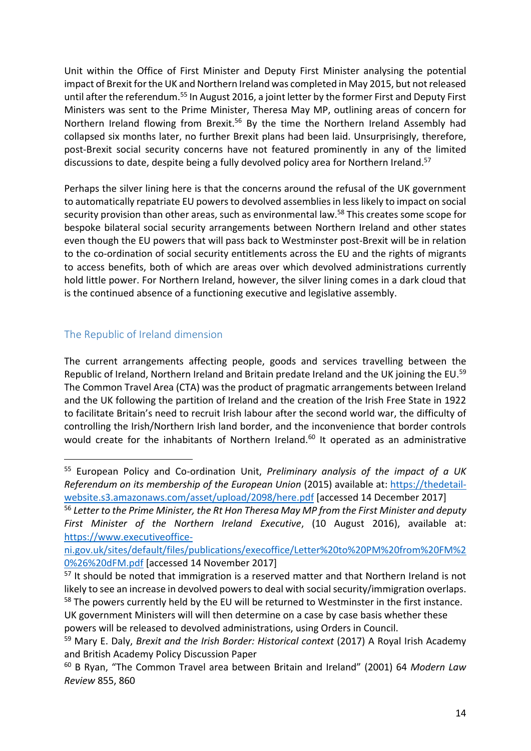Unit within the Office of First Minister and Deputy First Minister analysing the potential impact of Brexit for the UK and Northern Ireland was completed in May 2015, but not released until after the referendum.[55] In August 2016, a joint letter by the former First and Deputy First Ministers was sent to the Prime Minister, Theresa May MP, outlining areas of concern for Northern Ireland flowing from Brexit.[56] By the time the Northern Ireland Assembly had collapsed six months later, no further Brexit plans had been laid. Unsurprisingly, therefore, post-Brexit social security concerns have not featured prominently in any of the limited discussions to date, despite being a fully devolved policy area for Northern Ireland.[57]

Perhaps the silver lining here is that the concerns around the refusal of the UK government to automatically repatriate EU powers to devolved assemblies in less likely to impact on social security provision than other areas, such as environmental law.[58] This creates some scope for bespoke bilateral social security arrangements between Northern Ireland and other states even though the EU powers that will pass back to Westminster post-Brexit will be in relation to the co-ordination of social security entitlements across the EU and the rights of migrants to access benefits, both of which are areas over which devolved administrations currently hold little power. For Northern Ireland, however, the silver lining comes in a dark cloud that is the continued absence of a functioning executive and legislative assembly.

## The Republic of Ireland dimension

The current arrangements affecting people, goods and services travelling between the Republic of Ireland, Northern Ireland and Britain predate Ireland and the UK joining the EU.[59] The Common Travel Area (CTA) was the product of pragmatic arrangements between Ireland and the UK following the partition of Ireland and the creation of the Irish Free State in 1922 to facilitate Britain's need to recruit Irish labour after the second world war, the difficulty of controlling the Irish/Northern Irish land border, and the inconvenience that border controls would create for the inhabitants of Northern Ireland.[60] It operated as an administrative

---

[55] European Policy and Co-ordination Unit, *Preliminary analysis of the impact of a UK Referendum on its membership of the European Union* (2015) available at: https://thedetail-website.s3.amazonaws.com/asset/upload/2098/here.pdf [accessed 14 December 2017]

[56] *Letter to the Prime Minister, the Rt Hon Theresa May MP from the First Minister and deputy First Minister of the Northern Ireland Executive*, (10 August 2016), available at: https://www.executiveoffice-ni.gov.uk/sites/default/files/publications/execoffice/Letter%20to%20PM%20from%20FM%20%26%20dFM.pdf [accessed 14 November 2017]

[57] It should be noted that immigration is a reserved matter and that Northern Ireland is not likely to see an increase in devolved powers to deal with social security/immigration overlaps.

[58] The powers currently held by the EU will be returned to Westminster in the first instance. UK government Ministers will will then determine on a case by case basis whether these powers will be released to devolved administrations, using Orders in Council.

[59] Mary E. Daly, *Brexit and the Irish Border: Historical context* (2017) A Royal Irish Academy and British Academy Policy Discussion Paper

[60] B Ryan, "The Common Travel area between Britain and Ireland" (2001) 64 *Modern Law Review* 855, 860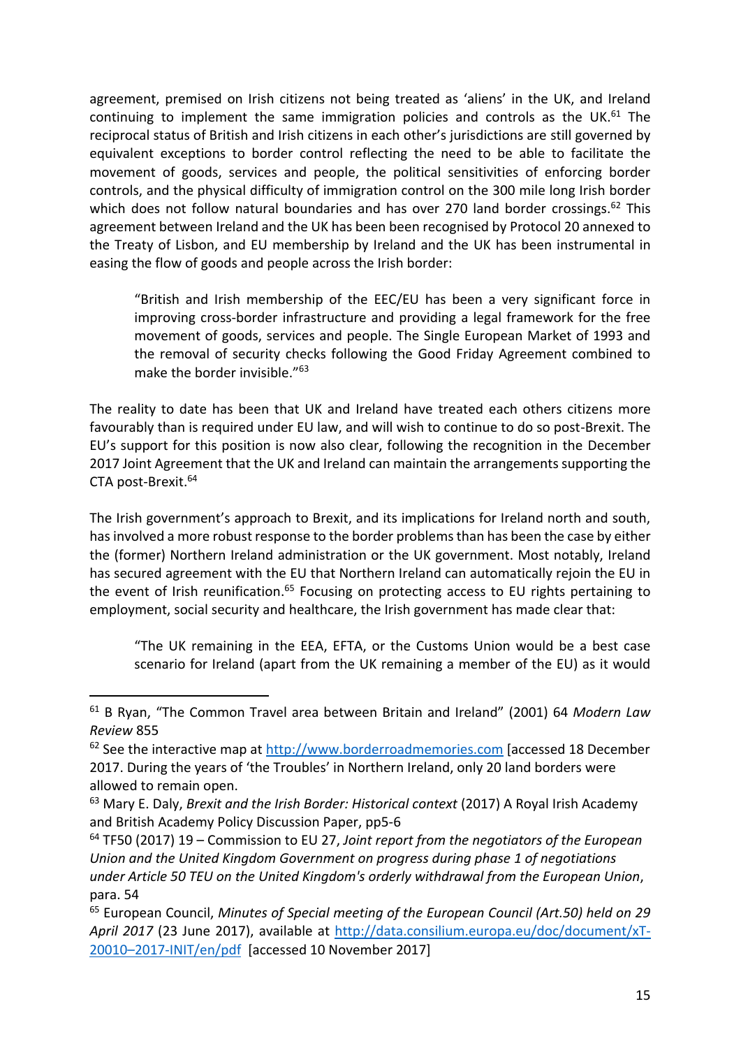agreement, premised on Irish citizens not being treated as 'aliens' in the UK, and Ireland continuing to implement the same immigration policies and controls as the UK.[61] The reciprocal status of British and Irish citizens in each other's jurisdictions are still governed by equivalent exceptions to border control reflecting the need to be able to facilitate the movement of goods, services and people, the political sensitivities of enforcing border controls, and the physical difficulty of immigration control on the 300 mile long Irish border which does not follow natural boundaries and has over 270 land border crossings.[62] This agreement between Ireland and the UK has been been recognised by Protocol 20 annexed to the Treaty of Lisbon, and EU membership by Ireland and the UK has been instrumental in easing the flow of goods and people across the Irish border:

> "British and Irish membership of the EEC/EU has been a very significant force in improving cross-border infrastructure and providing a legal framework for the free movement of goods, services and people. The Single European Market of 1993 and the removal of security checks following the Good Friday Agreement combined to make the border invisible."[63]

The reality to date has been that UK and Ireland have treated each others citizens more favourably than is required under EU law, and will wish to continue to do so post-Brexit. The EU's support for this position is now also clear, following the recognition in the December 2017 Joint Agreement that the UK and Ireland can maintain the arrangements supporting the CTA post-Brexit.[64]

The Irish government's approach to Brexit, and its implications for Ireland north and south, has involved a more robust response to the border problems than has been the case by either the (former) Northern Ireland administration or the UK government. Most notably, Ireland has secured agreement with the EU that Northern Ireland can automatically rejoin the EU in the event of Irish reunification.[65] Focusing on protecting access to EU rights pertaining to employment, social security and healthcare, the Irish government has made clear that:

> "The UK remaining in the EEA, EFTA, or the Customs Union would be a best case scenario for Ireland (apart from the UK remaining a member of the EU) as it would

---

[61] B Ryan, "The Common Travel area between Britain and Ireland" (2001) 64 *Modern Law Review* 855

[62] See the interactive map at http://www.borderroadmemories.com [accessed 18 December 2017. During the years of 'the Troubles' in Northern Ireland, only 20 land borders were allowed to remain open.

[63] Mary E. Daly, *Brexit and the Irish Border: Historical context* (2017) A Royal Irish Academy and British Academy Policy Discussion Paper, pp5-6

[64] TF50 (2017) 19 – Commission to EU 27, *Joint report from the negotiators of the European Union and the United Kingdom Government on progress during phase 1 of negotiations under Article 50 TEU on the United Kingdom's orderly withdrawal from the European Union*, para. 54

[65] European Council, *Minutes of Special meeting of the European Council (Art.50) held on 29 April 2017* (23 June 2017), available at http://data.consilium.europa.eu/doc/document/xT-20010–2017-INIT/en/pdf [accessed 10 November 2017]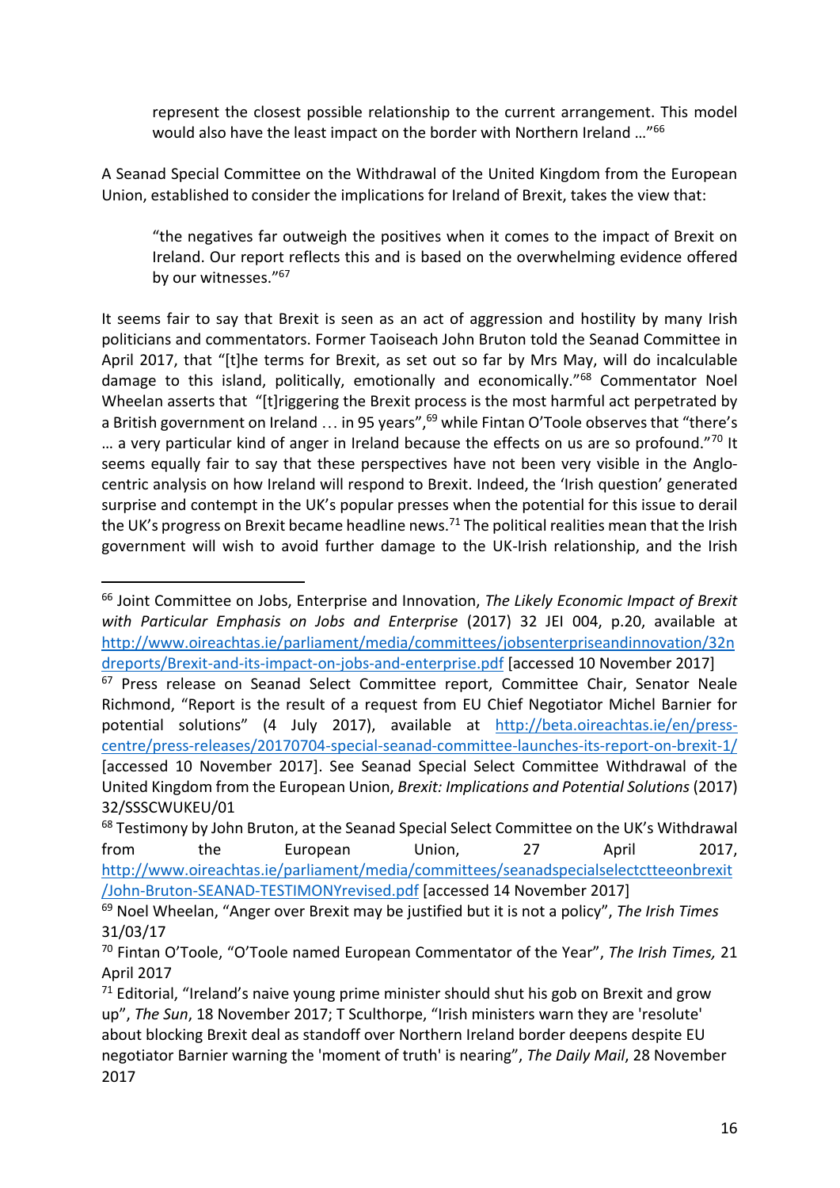> represent the closest possible relationship to the current arrangement. This model would also have the least impact on the border with Northern Ireland …"[66]

A Seanad Special Committee on the Withdrawal of the United Kingdom from the European Union, established to consider the implications for Ireland of Brexit, takes the view that:

> "the negatives far outweigh the positives when it comes to the impact of Brexit on Ireland. Our report reflects this and is based on the overwhelming evidence offered by our witnesses."[67]

It seems fair to say that Brexit is seen as an act of aggression and hostility by many Irish politicians and commentators. Former Taoiseach John Bruton told the Seanad Committee in April 2017, that "[t]he terms for Brexit, as set out so far by Mrs May, will do incalculable damage to this island, politically, emotionally and economically."[68] Commentator Noel Wheelan asserts that "[t]riggering the Brexit process is the most harmful act perpetrated by a British government on Ireland … in 95 years",[69] while Fintan O'Toole observes that "there's … a very particular kind of anger in Ireland because the effects on us are so profound."[70] It seems equally fair to say that these perspectives have not been very visible in the Anglo-centric analysis on how Ireland will respond to Brexit. Indeed, the 'Irish question' generated surprise and contempt in the UK's popular presses when the potential for this issue to derail the UK's progress on Brexit became headline news.[71] The political realities mean that the Irish government will wish to avoid further damage to the UK-Irish relationship, and the Irish

---

[66] Joint Committee on Jobs, Enterprise and Innovation, *The Likely Economic Impact of Brexit with Particular Emphasis on Jobs and Enterprise* (2017) 32 JEI 004, p.20, available at http://www.oireachtas.ie/parliament/media/committees/jobsenterpriseandinnovation/32ndreports/Brexit-and-its-impact-on-jobs-and-enterprise.pdf [accessed 10 November 2017]

[67] Press release on Seanad Select Committee report, Committee Chair, Senator Neale Richmond, "Report is the result of a request from EU Chief Negotiator Michel Barnier for potential solutions" (4 July 2017), available at http://beta.oireachtas.ie/en/press-centre/press-releases/20170704-special-seanad-committee-launches-its-report-on-brexit-1/ [accessed 10 November 2017]. See Seanad Special Select Committee Withdrawal of the United Kingdom from the European Union, *Brexit: Implications and Potential Solutions* (2017) 32/SSSCWUKEU/01

[68] Testimony by John Bruton, at the Seanad Special Select Committee on the UK's Withdrawal from the European Union, 27 April 2017, http://www.oireachtas.ie/parliament/media/committees/seanadspecialselectctteeonbrexit/John-Bruton-SEANAD-TESTIMONYrevised.pdf [accessed 14 November 2017]

[69] Noel Wheelan, "Anger over Brexit may be justified but it is not a policy", *The Irish Times* 31/03/17

[70] Fintan O'Toole, "O'Toole named European Commentator of the Year", *The Irish Times,* 21 April 2017

[71] Editorial, "Ireland's naive young prime minister should shut his gob on Brexit and grow up", *The Sun*, 18 November 2017; T Sculthorpe, "Irish ministers warn they are 'resolute' about blocking Brexit deal as standoff over Northern Ireland border deepens despite EU negotiator Barnier warning the 'moment of truth' is nearing", *The Daily Mail*, 28 November 2017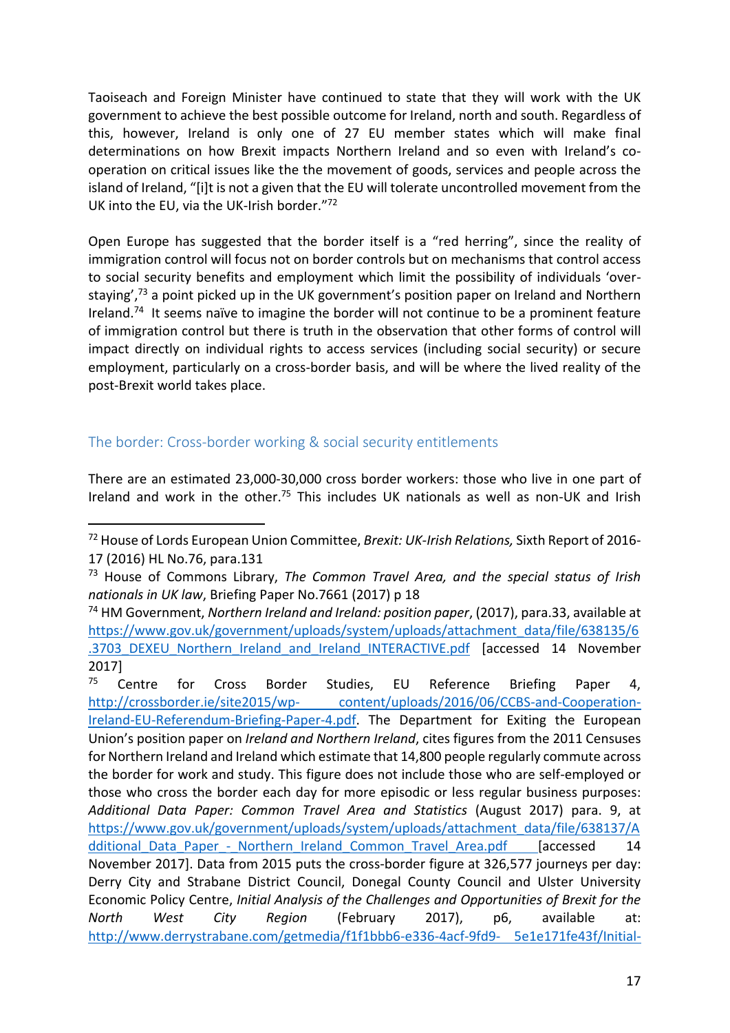Taoiseach and Foreign Minister have continued to state that they will work with the UK government to achieve the best possible outcome for Ireland, north and south. Regardless of this, however, Ireland is only one of 27 EU member states which will make final determinations on how Brexit impacts Northern Ireland and so even with Ireland's co-operation on critical issues like the the movement of goods, services and people across the island of Ireland, "[i]t is not a given that the EU will tolerate uncontrolled movement from the UK into the EU, via the UK-Irish border."[72]

Open Europe has suggested that the border itself is a "red herring", since the reality of immigration control will focus not on border controls but on mechanisms that control access to social security benefits and employment which limit the possibility of individuals 'over-staying',[73] a point picked up in the UK government's position paper on Ireland and Northern Ireland.[74] It seems naïve to imagine the border will not continue to be a prominent feature of immigration control but there is truth in the observation that other forms of control will impact directly on individual rights to access services (including social security) or secure employment, particularly on a cross-border basis, and will be where the lived reality of the post-Brexit world takes place.

## The border: Cross-border working & social security entitlements

There are an estimated 23,000-30,000 cross border workers: those who live in one part of Ireland and work in the other.[75] This includes UK nationals as well as non-UK and Irish

---

[72] House of Lords European Union Committee, *Brexit: UK-Irish Relations,* Sixth Report of 2016-17 (2016) HL No.76, para.131

[73] House of Commons Library, *The Common Travel Area, and the special status of Irish nationals in UK law*, Briefing Paper No.7661 (2017) p 18

[74] HM Government, *Northern Ireland and Ireland: position paper*, (2017), para.33, available at https://www.gov.uk/government/uploads/system/uploads/attachment_data/file/638135/6.3703_DEXEU_Northern_Ireland_and_Ireland_INTERACTIVE.pdf [accessed 14 November 2017]

[75] Centre for Cross Border Studies, EU Reference Briefing Paper 4, http://crossborder.ie/site2015/wp-content/uploads/2016/06/CCBS-and-Cooperation-Ireland-EU-Referendum-Briefing-Paper-4.pdf. The Department for Exiting the European Union's position paper on *Ireland and Northern Ireland*, cites figures from the 2011 Censuses for Northern Ireland and Ireland which estimate that 14,800 people regularly commute across the border for work and study. This figure does not include those who are self-employed or those who cross the border each day for more episodic or less regular business purposes: *Additional Data Paper: Common Travel Area and Statistics* (August 2017) para. 9, at https://www.gov.uk/government/uploads/system/uploads/attachment_data/file/638137/Additional_Data_Paper_-_Northern_Ireland_Common_Travel_Area.pdf [accessed 14 November 2017]. Data from 2015 puts the cross-border figure at 326,577 journeys per day: Derry City and Strabane District Council, Donegal County Council and Ulster University Economic Policy Centre, *Initial Analysis of the Challenges and Opportunities of Brexit for the North West City Region* (February 2017), p6, available at: http://www.derrystrabane.com/getmedia/f1f1bbb6-e336-4acf-9fd9-5e1e171fe43f/Initial-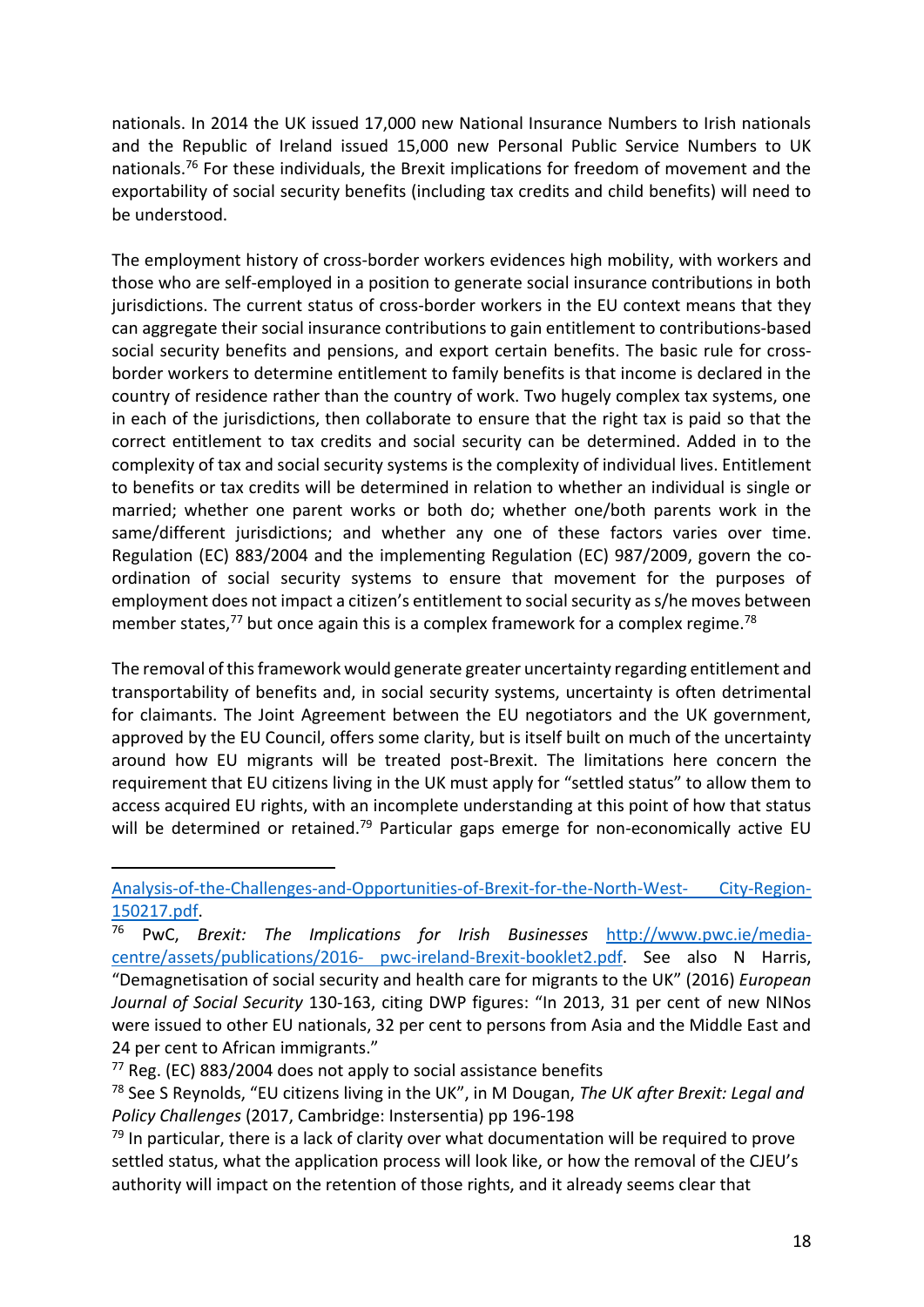nationals. In 2014 the UK issued 17,000 new National Insurance Numbers to Irish nationals and the Republic of Ireland issued 15,000 new Personal Public Service Numbers to UK nationals.[76] For these individuals, the Brexit implications for freedom of movement and the exportability of social security benefits (including tax credits and child benefits) will need to be understood.

The employment history of cross-border workers evidences high mobility, with workers and those who are self-employed in a position to generate social insurance contributions in both jurisdictions. The current status of cross-border workers in the EU context means that they can aggregate their social insurance contributions to gain entitlement to contributions-based social security benefits and pensions, and export certain benefits. The basic rule for cross-border workers to determine entitlement to family benefits is that income is declared in the country of residence rather than the country of work. Two hugely complex tax systems, one in each of the jurisdictions, then collaborate to ensure that the right tax is paid so that the correct entitlement to tax credits and social security can be determined. Added in to the complexity of tax and social security systems is the complexity of individual lives. Entitlement to benefits or tax credits will be determined in relation to whether an individual is single or married; whether one parent works or both do; whether one/both parents work in the same/different jurisdictions; and whether any one of these factors varies over time. Regulation (EC) 883/2004 and the implementing Regulation (EC) 987/2009, govern the co-ordination of social security systems to ensure that movement for the purposes of employment does not impact a citizen's entitlement to social security as s/he moves between member states,[77] but once again this is a complex framework for a complex regime.[78]

The removal of this framework would generate greater uncertainty regarding entitlement and transportability of benefits and, in social security systems, uncertainty is often detrimental for claimants. The Joint Agreement between the EU negotiators and the UK government, approved by the EU Council, offers some clarity, but is itself built on much of the uncertainty around how EU migrants will be treated post-Brexit. The limitations here concern the requirement that EU citizens living in the UK must apply for "settled status" to allow them to access acquired EU rights, with an incomplete understanding at this point of how that status will be determined or retained.[79] Particular gaps emerge for non-economically active EU

---

Analysis-of-the-Challenges-and-Opportunities-of-Brexit-for-the-North-West- City-Region-150217.pdf.

[76] PwC, *Brexit: The Implications for Irish Businesses* http://www.pwc.ie/media-centre/assets/publications/2016- pwc-ireland-Brexit-booklet2.pdf. See also N Harris, "Demagnetisation of social security and health care for migrants to the UK" (2016) *European Journal of Social Security* 130-163, citing DWP figures: "In 2013, 31 per cent of new NINos were issued to other EU nationals, 32 per cent to persons from Asia and the Middle East and 24 per cent to African immigrants."

[77] Reg. (EC) 883/2004 does not apply to social assistance benefits

[78] See S Reynolds, "EU citizens living in the UK", in M Dougan, *The UK after Brexit: Legal and Policy Challenges* (2017, Cambridge: Instersentia) pp 196-198

[79] In particular, there is a lack of clarity over what documentation will be required to prove settled status, what the application process will look like, or how the removal of the CJEU's authority will impact on the retention of those rights, and it already seems clear that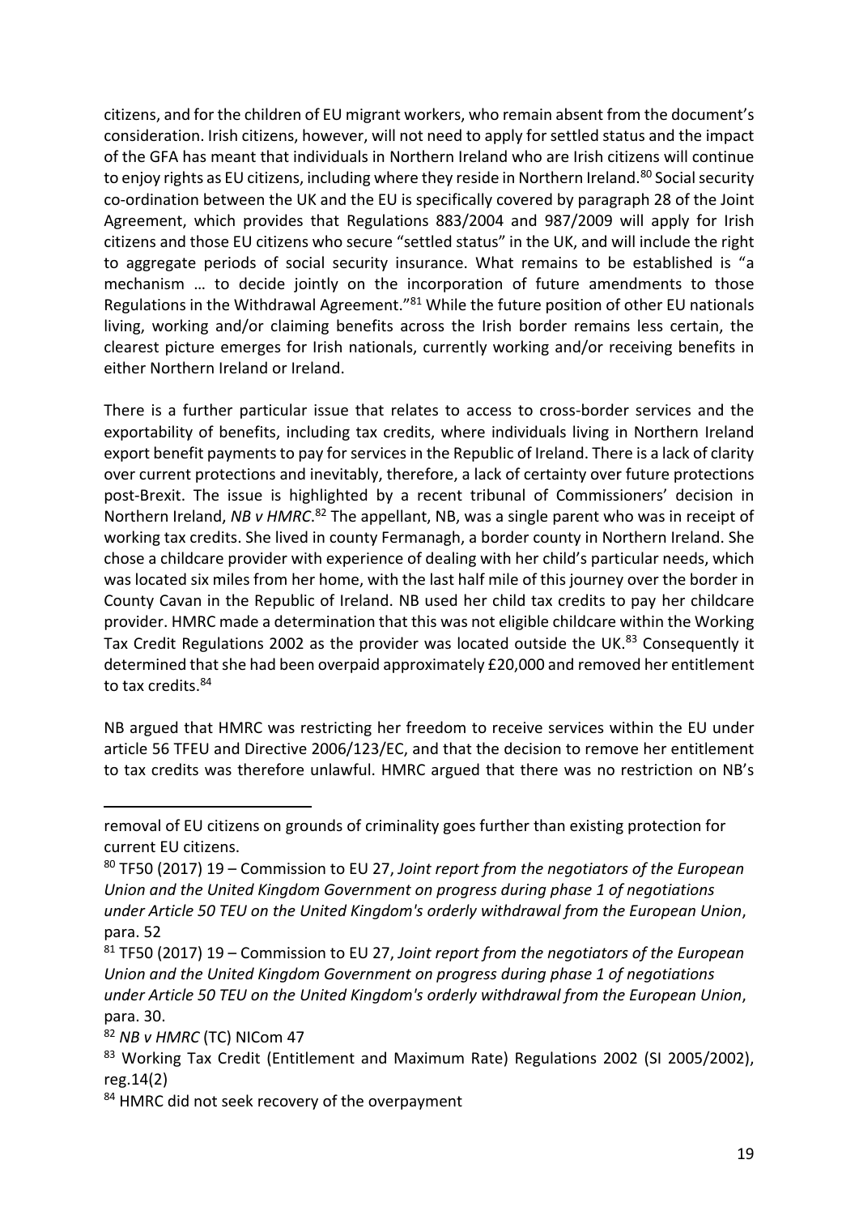citizens, and for the children of EU migrant workers, who remain absent from the document's consideration. Irish citizens, however, will not need to apply for settled status and the impact of the GFA has meant that individuals in Northern Ireland who are Irish citizens will continue to enjoy rights as EU citizens, including where they reside in Northern Ireland.[80] Social security co-ordination between the UK and the EU is specifically covered by paragraph 28 of the Joint Agreement, which provides that Regulations 883/2004 and 987/2009 will apply for Irish citizens and those EU citizens who secure "settled status" in the UK, and will include the right to aggregate periods of social security insurance. What remains to be established is "a mechanism … to decide jointly on the incorporation of future amendments to those Regulations in the Withdrawal Agreement."[81] While the future position of other EU nationals living, working and/or claiming benefits across the Irish border remains less certain, the clearest picture emerges for Irish nationals, currently working and/or receiving benefits in either Northern Ireland or Ireland.

There is a further particular issue that relates to access to cross-border services and the exportability of benefits, including tax credits, where individuals living in Northern Ireland export benefit payments to pay for services in the Republic of Ireland. There is a lack of clarity over current protections and inevitably, therefore, a lack of certainty over future protections post-Brexit. The issue is highlighted by a recent tribunal of Commissioners' decision in Northern Ireland, *NB v HMRC*.[82] The appellant, NB, was a single parent who was in receipt of working tax credits. She lived in county Fermanagh, a border county in Northern Ireland. She chose a childcare provider with experience of dealing with her child's particular needs, which was located six miles from her home, with the last half mile of this journey over the border in County Cavan in the Republic of Ireland. NB used her child tax credits to pay her childcare provider. HMRC made a determination that this was not eligible childcare within the Working Tax Credit Regulations 2002 as the provider was located outside the UK.[83] Consequently it determined that she had been overpaid approximately £20,000 and removed her entitlement to tax credits.[84]

NB argued that HMRC was restricting her freedom to receive services within the EU under article 56 TFEU and Directive 2006/123/EC, and that the decision to remove her entitlement to tax credits was therefore unlawful. HMRC argued that there was no restriction on NB's

---

removal of EU citizens on grounds of criminality goes further than existing protection for current EU citizens.

[80] TF50 (2017) 19 – Commission to EU 27, *Joint report from the negotiators of the European Union and the United Kingdom Government on progress during phase 1 of negotiations under Article 50 TEU on the United Kingdom's orderly withdrawal from the European Union*, para. 52

[81] TF50 (2017) 19 – Commission to EU 27, *Joint report from the negotiators of the European Union and the United Kingdom Government on progress during phase 1 of negotiations under Article 50 TEU on the United Kingdom's orderly withdrawal from the European Union*, para. 30.

[82] *NB v HMRC* (TC) NICom 47

[83] Working Tax Credit (Entitlement and Maximum Rate) Regulations 2002 (SI 2005/2002), reg.14(2)

[84] HMRC did not seek recovery of the overpayment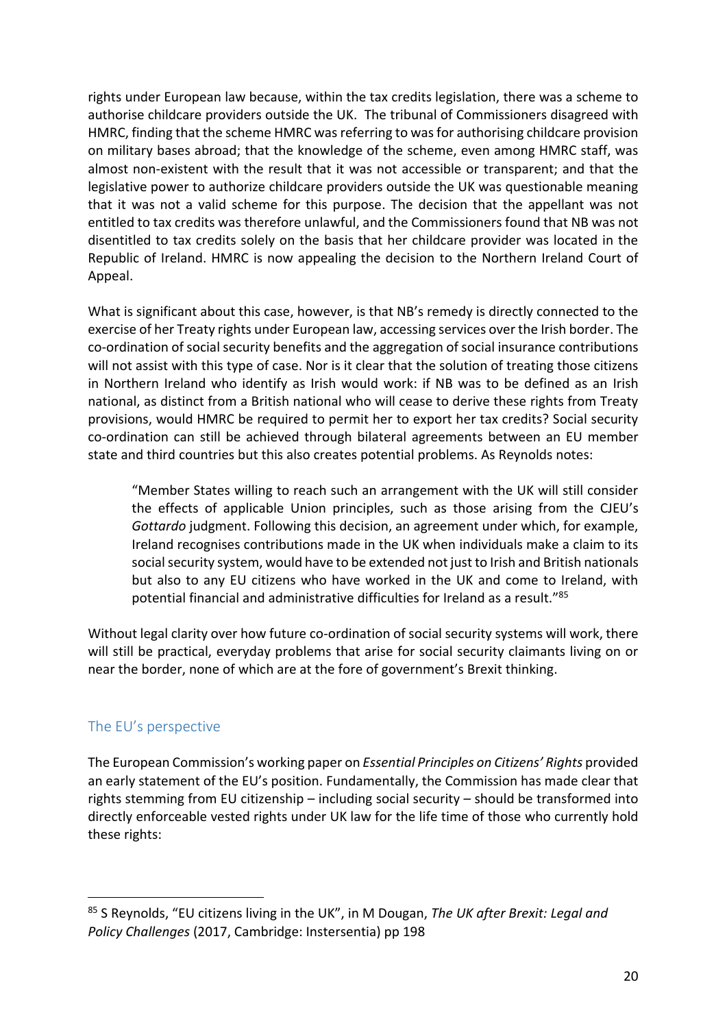rights under European law because, within the tax credits legislation, there was a scheme to authorise childcare providers outside the UK. The tribunal of Commissioners disagreed with HMRC, finding that the scheme HMRC was referring to was for authorising childcare provision on military bases abroad; that the knowledge of the scheme, even among HMRC staff, was almost non-existent with the result that it was not accessible or transparent; and that the legislative power to authorize childcare providers outside the UK was questionable meaning that it was not a valid scheme for this purpose. The decision that the appellant was not entitled to tax credits was therefore unlawful, and the Commissioners found that NB was not disentitled to tax credits solely on the basis that her childcare provider was located in the Republic of Ireland. HMRC is now appealing the decision to the Northern Ireland Court of Appeal.

What is significant about this case, however, is that NB's remedy is directly connected to the exercise of her Treaty rights under European law, accessing services over the Irish border. The co-ordination of social security benefits and the aggregation of social insurance contributions will not assist with this type of case. Nor is it clear that the solution of treating those citizens in Northern Ireland who identify as Irish would work: if NB was to be defined as an Irish national, as distinct from a British national who will cease to derive these rights from Treaty provisions, would HMRC be required to permit her to export her tax credits? Social security co-ordination can still be achieved through bilateral agreements between an EU member state and third countries but this also creates potential problems. As Reynolds notes:

> "Member States willing to reach such an arrangement with the UK will still consider the effects of applicable Union principles, such as those arising from the CJEU's *Gottardo* judgment. Following this decision, an agreement under which, for example, Ireland recognises contributions made in the UK when individuals make a claim to its social security system, would have to be extended not just to Irish and British nationals but also to any EU citizens who have worked in the UK and come to Ireland, with potential financial and administrative difficulties for Ireland as a result."[85]

Without legal clarity over how future co-ordination of social security systems will work, there will still be practical, everyday problems that arise for social security claimants living on or near the border, none of which are at the fore of government's Brexit thinking.

## The EU's perspective

The European Commission's working paper on *Essential Principles on Citizens' Rights* provided an early statement of the EU's position. Fundamentally, the Commission has made clear that rights stemming from EU citizenship – including social security – should be transformed into directly enforceable vested rights under UK law for the life time of those who currently hold these rights:

---

[85] S Reynolds, "EU citizens living in the UK", in M Dougan, *The UK after Brexit: Legal and Policy Challenges* (2017, Cambridge: Instersentia) pp 198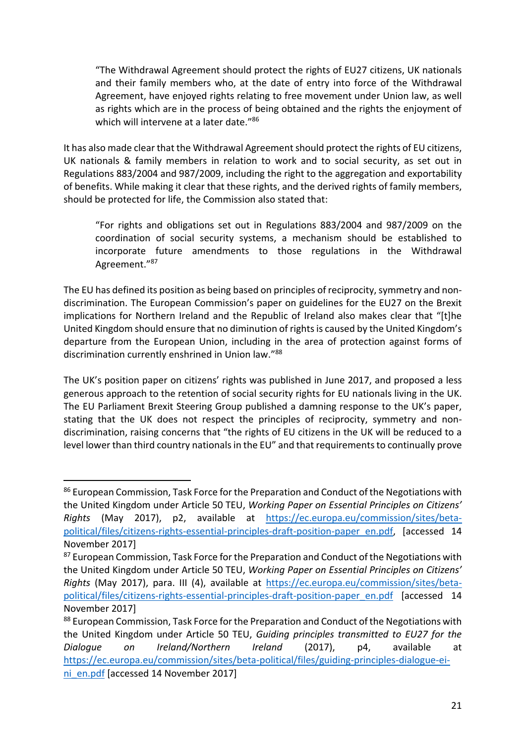> "The Withdrawal Agreement should protect the rights of EU27 citizens, UK nationals and their family members who, at the date of entry into force of the Withdrawal Agreement, have enjoyed rights relating to free movement under Union law, as well as rights which are in the process of being obtained and the rights the enjoyment of which will intervene at a later date."[86]

It has also made clear that the Withdrawal Agreement should protect the rights of EU citizens, UK nationals & family members in relation to work and to social security, as set out in Regulations 883/2004 and 987/2009, including the right to the aggregation and exportability of benefits. While making it clear that these rights, and the derived rights of family members, should be protected for life, the Commission also stated that:

> "For rights and obligations set out in Regulations 883/2004 and 987/2009 on the coordination of social security systems, a mechanism should be established to incorporate future amendments to those regulations in the Withdrawal Agreement."[87]

The EU has defined its position as being based on principles of reciprocity, symmetry and non-discrimination. The European Commission's paper on guidelines for the EU27 on the Brexit implications for Northern Ireland and the Republic of Ireland also makes clear that "[t]he United Kingdom should ensure that no diminution of rights is caused by the United Kingdom's departure from the European Union, including in the area of protection against forms of discrimination currently enshrined in Union law."[88]

The UK's position paper on citizens' rights was published in June 2017, and proposed a less generous approach to the retention of social security rights for EU nationals living in the UK. The EU Parliament Brexit Steering Group published a damning response to the UK's paper, stating that the UK does not respect the principles of reciprocity, symmetry and non-discrimination, raising concerns that "the rights of EU citizens in the UK will be reduced to a level lower than third country nationals in the EU" and that requirements to continually prove

---

[86] European Commission, Task Force for the Preparation and Conduct of the Negotiations with the United Kingdom under Article 50 TEU, *Working Paper on Essential Principles on Citizens' Rights* (May 2017), p2, available at https://ec.europa.eu/commission/sites/beta-political/files/citizens-rights-essential-principles-draft-position-paper_en.pdf, [accessed 14 November 2017]

[87] European Commission, Task Force for the Preparation and Conduct of the Negotiations with the United Kingdom under Article 50 TEU, *Working Paper on Essential Principles on Citizens' Rights* (May 2017), para. III (4), available at https://ec.europa.eu/commission/sites/beta-political/files/citizens-rights-essential-principles-draft-position-paper_en.pdf [accessed 14 November 2017]

[88] European Commission, Task Force for the Preparation and Conduct of the Negotiations with the United Kingdom under Article 50 TEU, *Guiding principles transmitted to EU27 for the Dialogue on Ireland/Northern Ireland* (2017), p4, available at https://ec.europa.eu/commission/sites/beta-political/files/guiding-principles-dialogue-ei-ni_en.pdf [accessed 14 November 2017]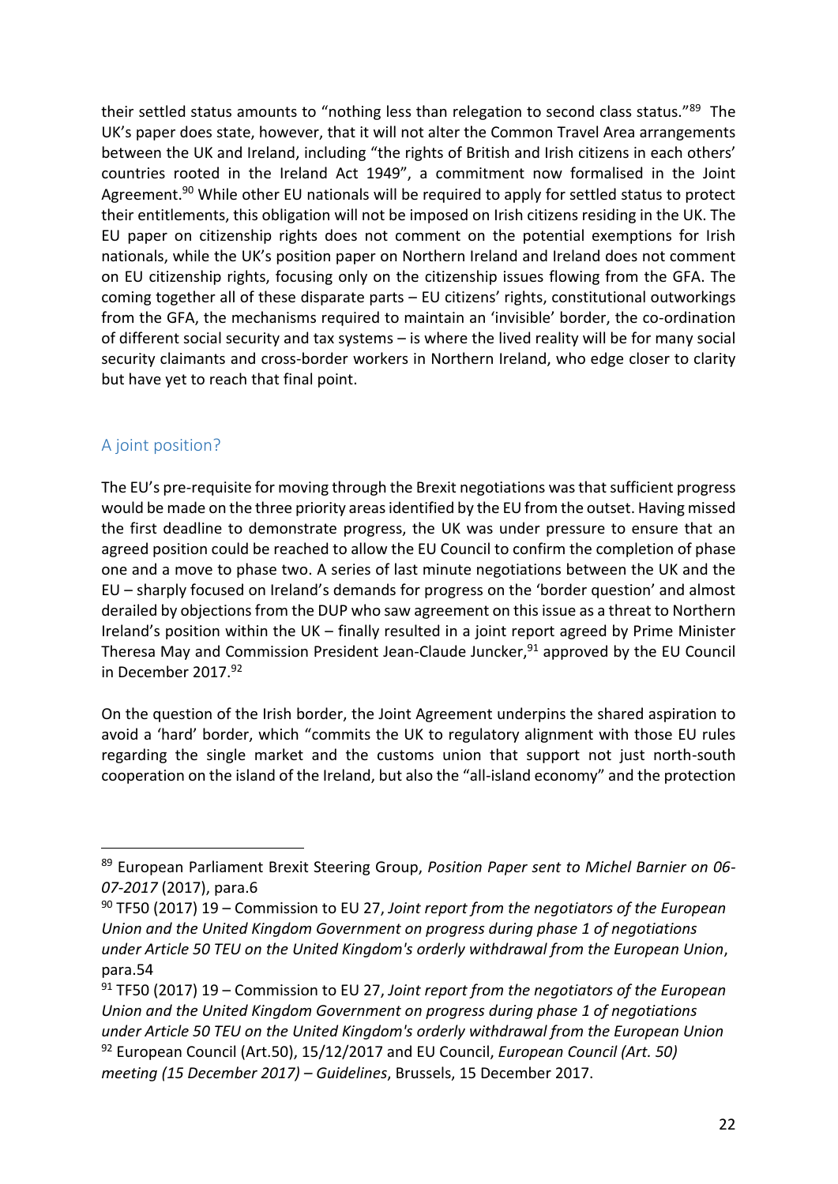their settled status amounts to "nothing less than relegation to second class status."[89] The UK's paper does state, however, that it will not alter the Common Travel Area arrangements between the UK and Ireland, including "the rights of British and Irish citizens in each others' countries rooted in the Ireland Act 1949", a commitment now formalised in the Joint Agreement.[90] While other EU nationals will be required to apply for settled status to protect their entitlements, this obligation will not be imposed on Irish citizens residing in the UK. The EU paper on citizenship rights does not comment on the potential exemptions for Irish nationals, while the UK's position paper on Northern Ireland and Ireland does not comment on EU citizenship rights, focusing only on the citizenship issues flowing from the GFA. The coming together all of these disparate parts – EU citizens' rights, constitutional outworkings from the GFA, the mechanisms required to maintain an 'invisible' border, the co-ordination of different social security and tax systems – is where the lived reality will be for many social security claimants and cross-border workers in Northern Ireland, who edge closer to clarity but have yet to reach that final point.

## A joint position?

The EU's pre-requisite for moving through the Brexit negotiations was that sufficient progress would be made on the three priority areas identified by the EU from the outset. Having missed the first deadline to demonstrate progress, the UK was under pressure to ensure that an agreed position could be reached to allow the EU Council to confirm the completion of phase one and a move to phase two. A series of last minute negotiations between the UK and the EU – sharply focused on Ireland's demands for progress on the 'border question' and almost derailed by objections from the DUP who saw agreement on this issue as a threat to Northern Ireland's position within the UK – finally resulted in a joint report agreed by Prime Minister Theresa May and Commission President Jean-Claude Juncker,[91] approved by the EU Council in December 2017.[92]

On the question of the Irish border, the Joint Agreement underpins the shared aspiration to avoid a 'hard' border, which "commits the UK to regulatory alignment with those EU rules regarding the single market and the customs union that support not just north-south cooperation on the island of the Ireland, but also the "all-island economy" and the protection

---

[89] European Parliament Brexit Steering Group, *Position Paper sent to Michel Barnier on 06-07-2017* (2017), para.6

[90] TF50 (2017) 19 – Commission to EU 27, *Joint report from the negotiators of the European Union and the United Kingdom Government on progress during phase 1 of negotiations under Article 50 TEU on the United Kingdom's orderly withdrawal from the European Union*, para.54

[91] TF50 (2017) 19 – Commission to EU 27, *Joint report from the negotiators of the European Union and the United Kingdom Government on progress during phase 1 of negotiations under Article 50 TEU on the United Kingdom's orderly withdrawal from the European Union*

[92] European Council (Art.50), 15/12/2017 and EU Council, *European Council (Art. 50) meeting (15 December 2017) – Guidelines*, Brussels, 15 December 2017.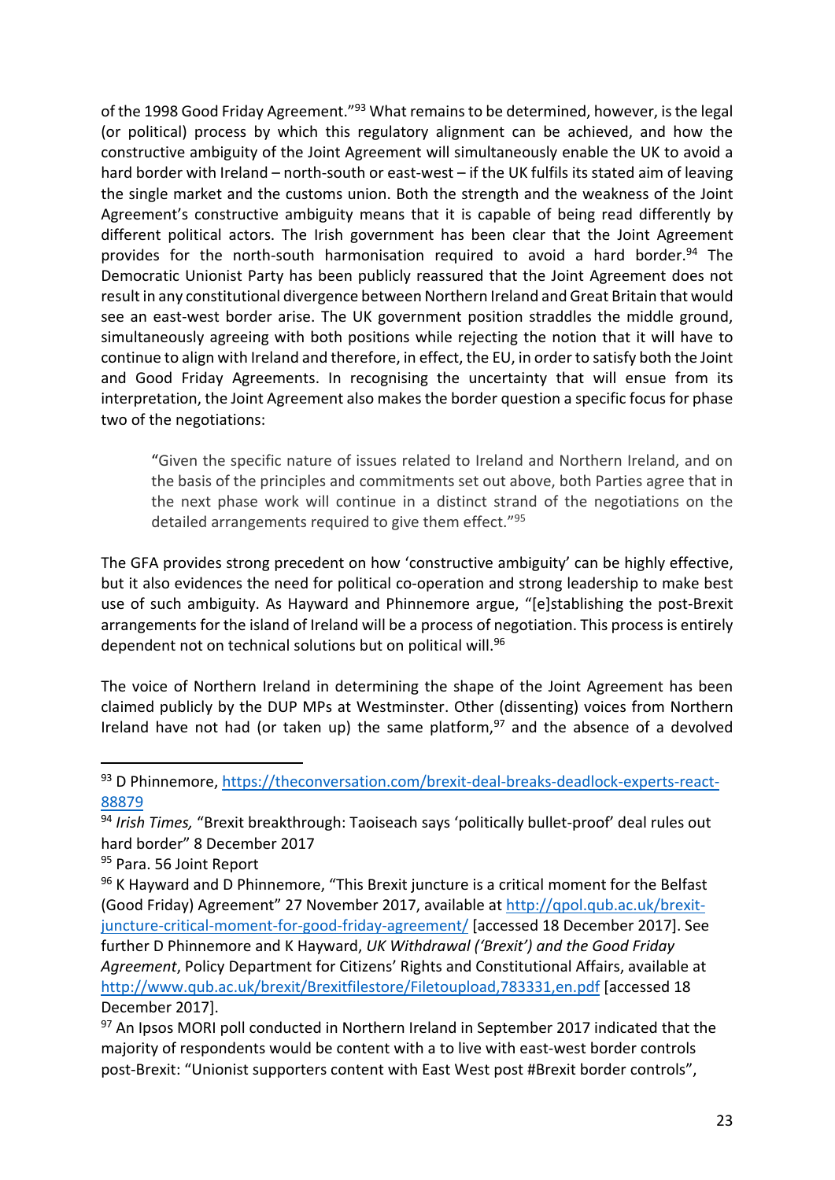of the 1998 Good Friday Agreement."[93] What remains to be determined, however, is the legal (or political) process by which this regulatory alignment can be achieved, and how the constructive ambiguity of the Joint Agreement will simultaneously enable the UK to avoid a hard border with Ireland – north-south or east-west – if the UK fulfils its stated aim of leaving the single market and the customs union. Both the strength and the weakness of the Joint Agreement's constructive ambiguity means that it is capable of being read differently by different political actors. The Irish government has been clear that the Joint Agreement provides for the north-south harmonisation required to avoid a hard border.[94] The Democratic Unionist Party has been publicly reassured that the Joint Agreement does not result in any constitutional divergence between Northern Ireland and Great Britain that would see an east-west border arise. The UK government position straddles the middle ground, simultaneously agreeing with both positions while rejecting the notion that it will have to continue to align with Ireland and therefore, in effect, the EU, in order to satisfy both the Joint and Good Friday Agreements. In recognising the uncertainty that will ensue from its interpretation, the Joint Agreement also makes the border question a specific focus for phase two of the negotiations:

> "Given the specific nature of issues related to Ireland and Northern Ireland, and on the basis of the principles and commitments set out above, both Parties agree that in the next phase work will continue in a distinct strand of the negotiations on the detailed arrangements required to give them effect."[95]

The GFA provides strong precedent on how 'constructive ambiguity' can be highly effective, but it also evidences the need for political co-operation and strong leadership to make best use of such ambiguity. As Hayward and Phinnemore argue, "[e]stablishing the post-Brexit arrangements for the island of Ireland will be a process of negotiation. This process is entirely dependent not on technical solutions but on political will.[96]

The voice of Northern Ireland in determining the shape of the Joint Agreement has been claimed publicly by the DUP MPs at Westminster. Other (dissenting) voices from Northern Ireland have not had (or taken up) the same platform,[97] and the absence of a devolved

---

[93] D Phinnemore, https://theconversation.com/brexit-deal-breaks-deadlock-experts-react-88879

[94] *Irish Times,* "Brexit breakthrough: Taoiseach says 'politically bullet-proof' deal rules out hard border" 8 December 2017

[95] Para. 56 Joint Report

[96] K Hayward and D Phinnemore, "This Brexit juncture is a critical moment for the Belfast (Good Friday) Agreement" 27 November 2017, available at http://qpol.qub.ac.uk/brexit-juncture-critical-moment-for-good-friday-agreement/ [accessed 18 December 2017]. See further D Phinnemore and K Hayward, *UK Withdrawal ('Brexit') and the Good Friday Agreement*, Policy Department for Citizens' Rights and Constitutional Affairs, available at http://www.qub.ac.uk/brexit/Brexitfilestore/Filetoupload,783331,en.pdf [accessed 18 December 2017].

[97] An Ipsos MORI poll conducted in Northern Ireland in September 2017 indicated that the majority of respondents would be content with a to live with east-west border controls post-Brexit: "Unionist supporters content with East West post #Brexit border controls",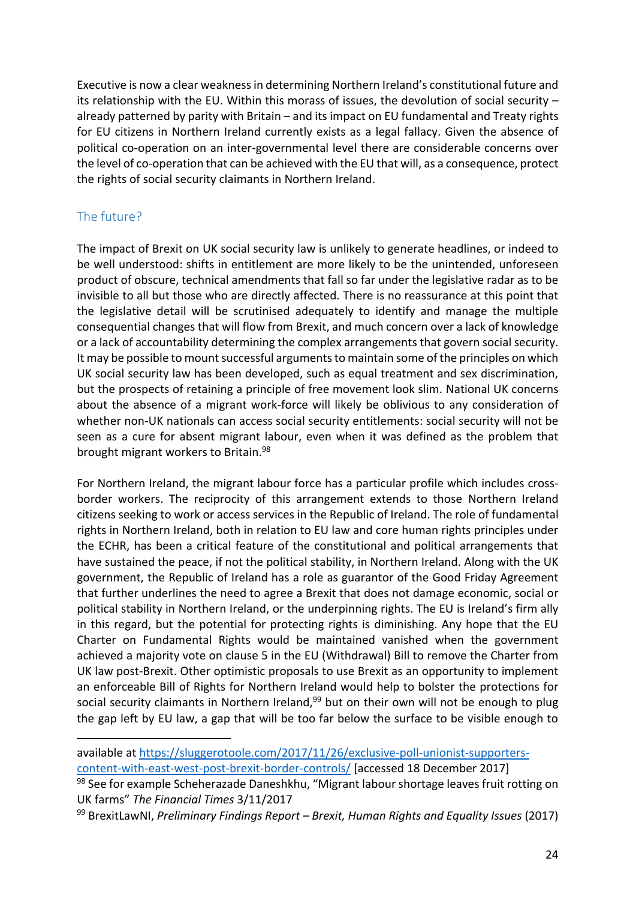Executive is now a clear weakness in determining Northern Ireland's constitutional future and its relationship with the EU. Within this morass of issues, the devolution of social security – already patterned by parity with Britain – and its impact on EU fundamental and Treaty rights for EU citizens in Northern Ireland currently exists as a legal fallacy. Given the absence of political co-operation on an inter-governmental level there are considerable concerns over the level of co-operation that can be achieved with the EU that will, as a consequence, protect the rights of social security claimants in Northern Ireland.

## The future?

The impact of Brexit on UK social security law is unlikely to generate headlines, or indeed to be well understood: shifts in entitlement are more likely to be the unintended, unforeseen product of obscure, technical amendments that fall so far under the legislative radar as to be invisible to all but those who are directly affected. There is no reassurance at this point that the legislative detail will be scrutinised adequately to identify and manage the multiple consequential changes that will flow from Brexit, and much concern over a lack of knowledge or a lack of accountability determining the complex arrangements that govern social security. It may be possible to mount successful arguments to maintain some of the principles on which UK social security law has been developed, such as equal treatment and sex discrimination, but the prospects of retaining a principle of free movement look slim. National UK concerns about the absence of a migrant work-force will likely be oblivious to any consideration of whether non-UK nationals can access social security entitlements: social security will not be seen as a cure for absent migrant labour, even when it was defined as the problem that brought migrant workers to Britain.[98]

For Northern Ireland, the migrant labour force has a particular profile which includes cross-border workers. The reciprocity of this arrangement extends to those Northern Ireland citizens seeking to work or access services in the Republic of Ireland. The role of fundamental rights in Northern Ireland, both in relation to EU law and core human rights principles under the ECHR, has been a critical feature of the constitutional and political arrangements that have sustained the peace, if not the political stability, in Northern Ireland. Along with the UK government, the Republic of Ireland has a role as guarantor of the Good Friday Agreement that further underlines the need to agree a Brexit that does not damage economic, social or political stability in Northern Ireland, or the underpinning rights. The EU is Ireland's firm ally in this regard, but the potential for protecting rights is diminishing. Any hope that the EU Charter on Fundamental Rights would be maintained vanished when the government achieved a majority vote on clause 5 in the EU (Withdrawal) Bill to remove the Charter from UK law post-Brexit. Other optimistic proposals to use Brexit as an opportunity to implement an enforceable Bill of Rights for Northern Ireland would help to bolster the protections for social security claimants in Northern Ireland,[99] but on their own will not be enough to plug the gap left by EU law, a gap that will be too far below the surface to be visible enough to

---

available at https://sluggerotoole.com/2017/11/26/exclusive-poll-unionist-supporters-content-with-east-west-post-brexit-border-controls/ [accessed 18 December 2017]

[98] See for example Scheherazade Daneshkhu, "Migrant labour shortage leaves fruit rotting on UK farms" *The Financial Times* 3/11/2017

[99] BrexitLawNI, *Preliminary Findings Report – Brexit, Human Rights and Equality Issues* (2017)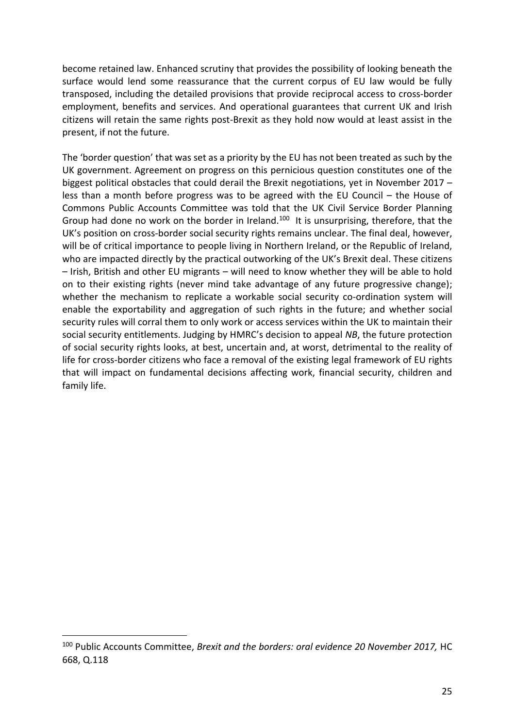become retained law. Enhanced scrutiny that provides the possibility of looking beneath the surface would lend some reassurance that the current corpus of EU law would be fully transposed, including the detailed provisions that provide reciprocal access to cross-border employment, benefits and services. And operational guarantees that current UK and Irish citizens will retain the same rights post-Brexit as they hold now would at least assist in the present, if not the future.

The 'border question' that was set as a priority by the EU has not been treated as such by the UK government. Agreement on progress on this pernicious question constitutes one of the biggest political obstacles that could derail the Brexit negotiations, yet in November 2017 – less than a month before progress was to be agreed with the EU Council – the House of Commons Public Accounts Committee was told that the UK Civil Service Border Planning Group had done no work on the border in Ireland.[100] It is unsurprising, therefore, that the UK's position on cross-border social security rights remains unclear. The final deal, however, will be of critical importance to people living in Northern Ireland, or the Republic of Ireland, who are impacted directly by the practical outworking of the UK's Brexit deal. These citizens – Irish, British and other EU migrants – will need to know whether they will be able to hold on to their existing rights (never mind take advantage of any future progressive change); whether the mechanism to replicate a workable social security co-ordination system will enable the exportability and aggregation of such rights in the future; and whether social security rules will corral them to only work or access services within the UK to maintain their social security entitlements. Judging by HMRC's decision to appeal *NB*, the future protection of social security rights looks, at best, uncertain and, at worst, detrimental to the reality of life for cross-border citizens who face a removal of the existing legal framework of EU rights that will impact on fundamental decisions affecting work, financial security, children and family life.

---

[100] Public Accounts Committee, *Brexit and the borders: oral evidence 20 November 2017,* HC 668, Q.118